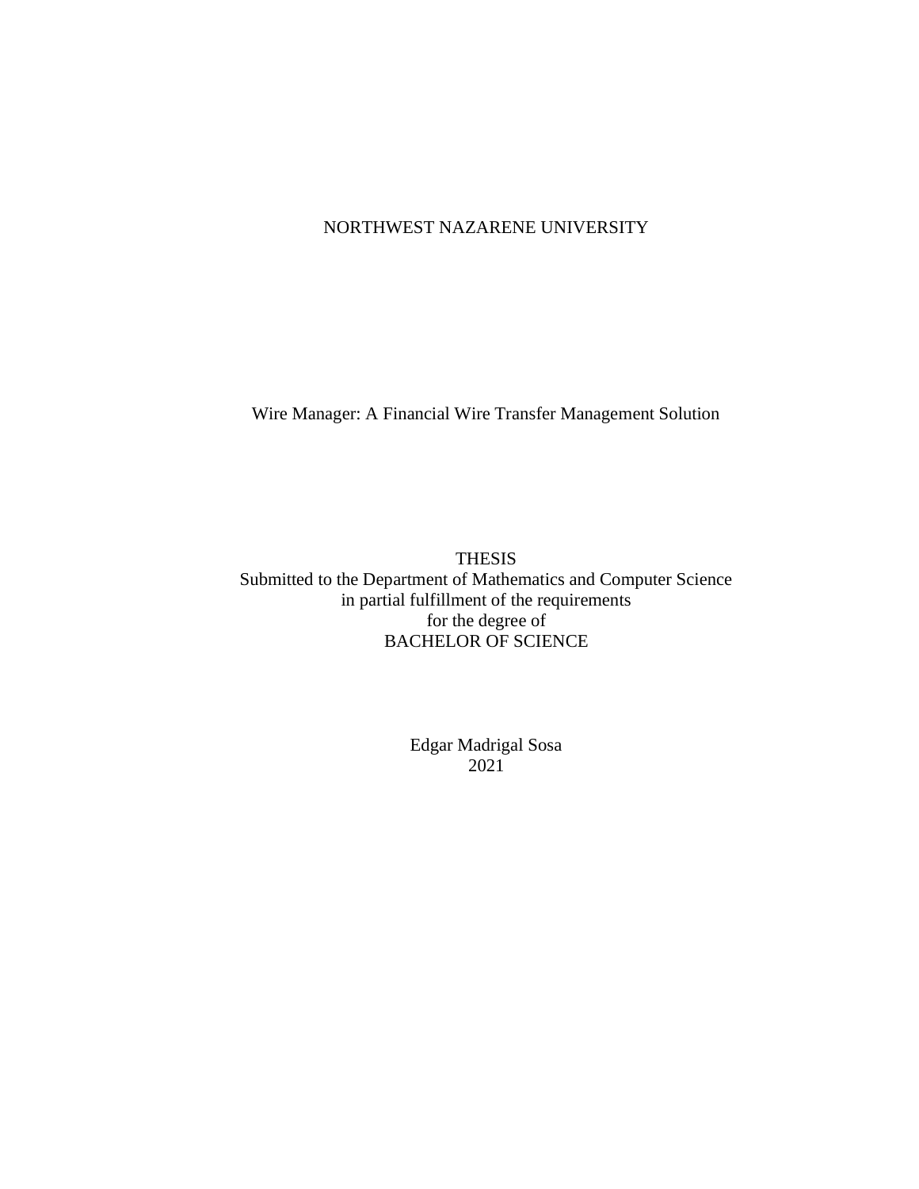NORTHWEST NAZARENE UNIVERSITY

# Wire Manager: A Financial Wire Transfer Management Solution

THESIS
Submitted to the Department of Mathematics and Computer Science
in partial fulfillment of the requirements
for the degree of
BACHELOR OF SCIENCE

Edgar Madrigal Sosa
2021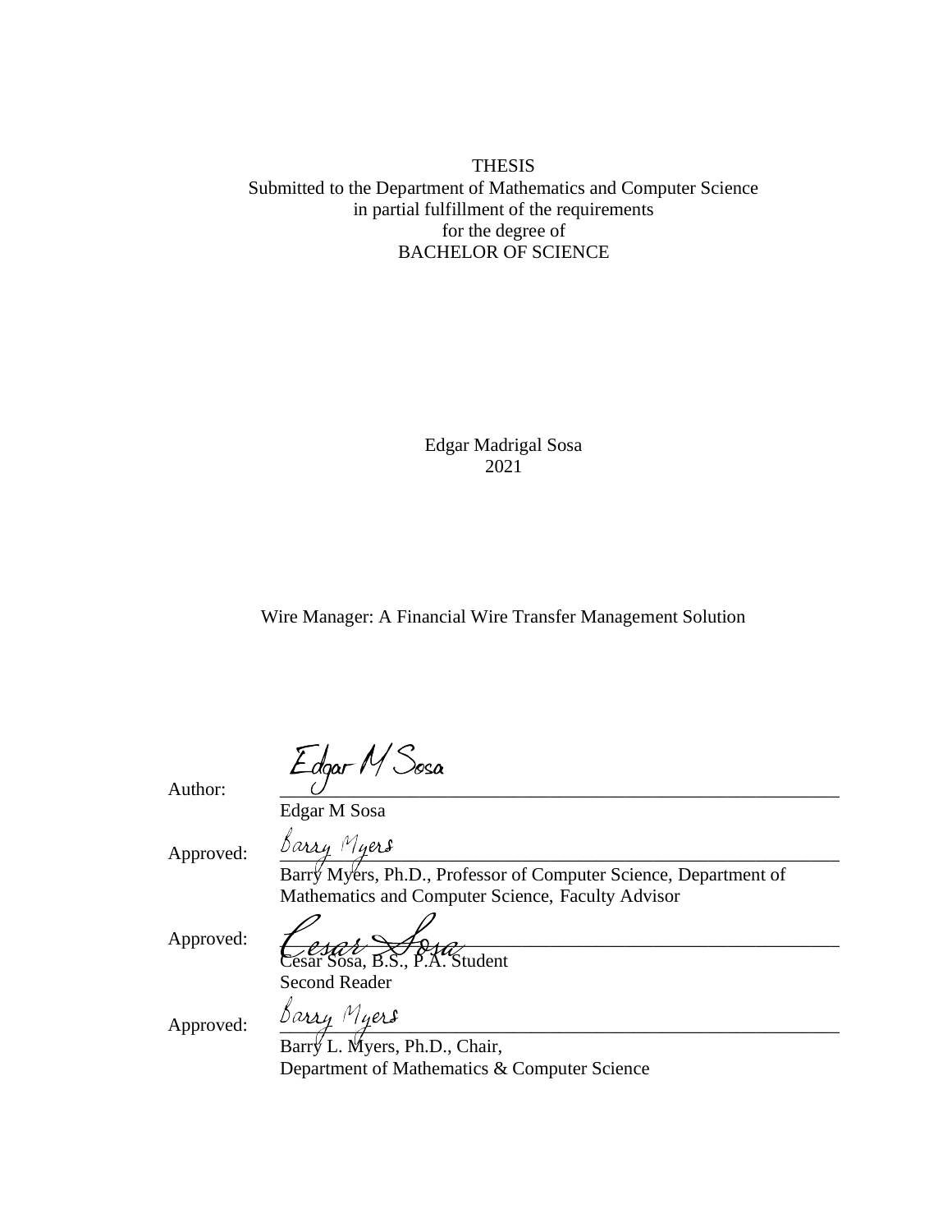THESIS

Submitted to the Department of Mathematics and Computer Science
in partial fulfillment of the requirements
for the degree of
BACHELOR OF SCIENCE

Edgar Madrigal Sosa
2021

Wire Manager: A Financial Wire Transfer Management Solution

Author: *Edgar M Sosa*
Edgar M Sosa

Approved: *Barry Myers*
Barry Myers, Ph.D., Professor of Computer Science, Department of Mathematics and Computer Science, Faculty Advisor

Approved: *Cesar Sosa*
César Sosa, B.S., P.A. Student
Second Reader

Approved: *Barry Myers*
Barry L. Myers, Ph.D., Chair,
Department of Mathematics & Computer Science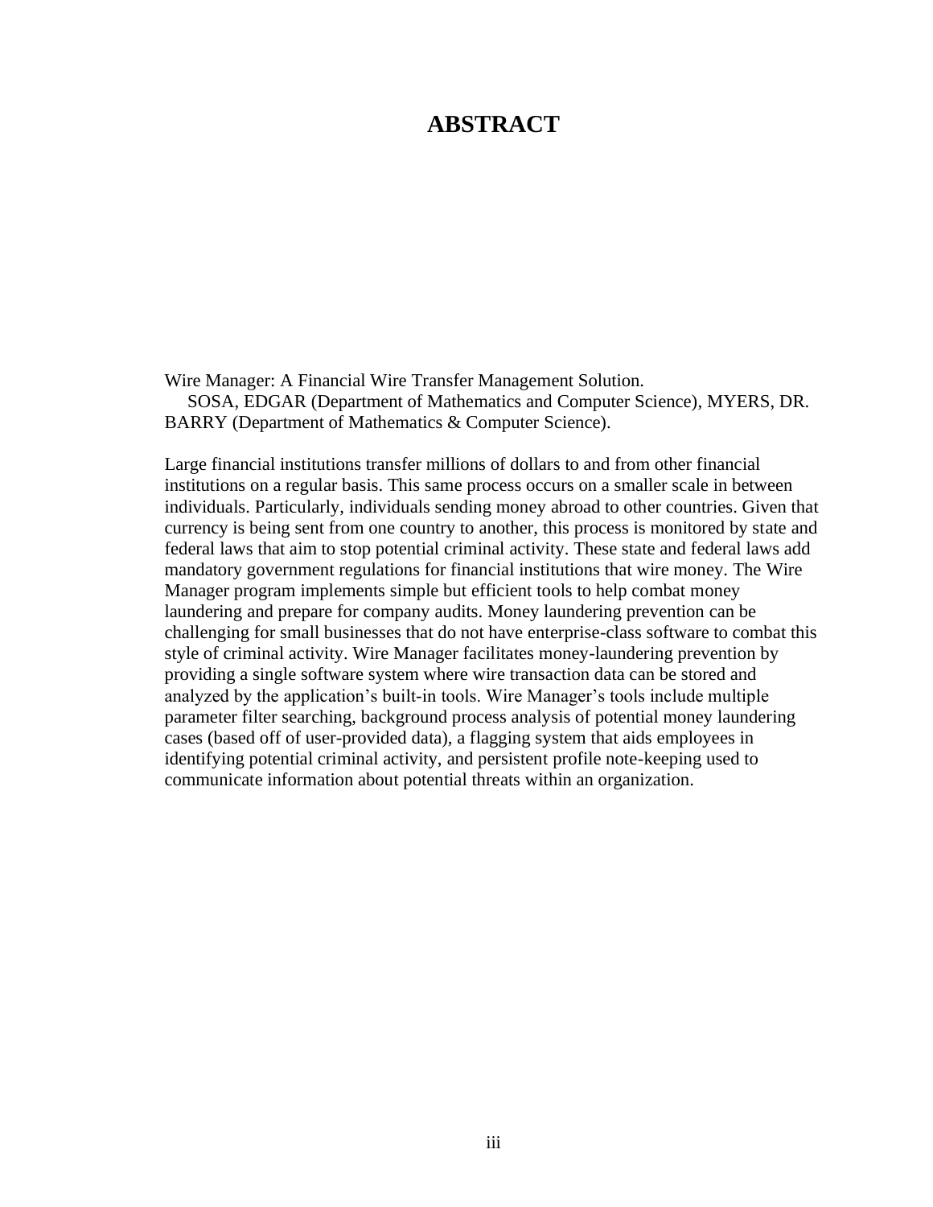# ABSTRACT

Wire Manager: A Financial Wire Transfer Management Solution.
SOSA, EDGAR (Department of Mathematics and Computer Science), MYERS, DR. BARRY (Department of Mathematics & Computer Science).

Large financial institutions transfer millions of dollars to and from other financial institutions on a regular basis. This same process occurs on a smaller scale in between individuals. Particularly, individuals sending money abroad to other countries. Given that currency is being sent from one country to another, this process is monitored by state and federal laws that aim to stop potential criminal activity. These state and federal laws add mandatory government regulations for financial institutions that wire money. The Wire Manager program implements simple but efficient tools to help combat money laundering and prepare for company audits. Money laundering prevention can be challenging for small businesses that do not have enterprise-class software to combat this style of criminal activity. Wire Manager facilitates money-laundering prevention by providing a single software system where wire transaction data can be stored and analyzed by the application's built-in tools. Wire Manager's tools include multiple parameter filter searching, background process analysis of potential money laundering cases (based off of user-provided data), a flagging system that aids employees in identifying potential criminal activity, and persistent profile note-keeping used to communicate information about potential threats within an organization.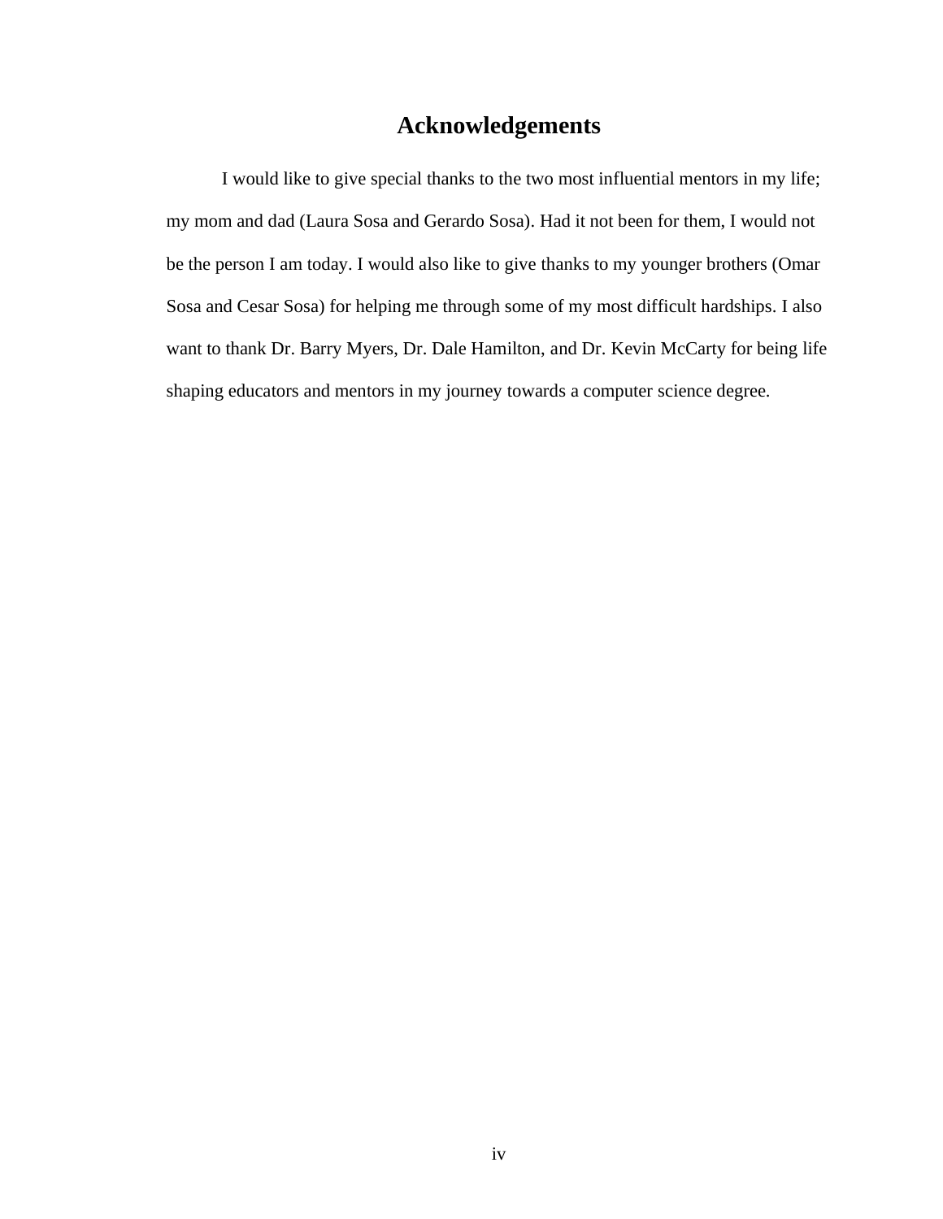# Acknowledgements

I would like to give special thanks to the two most influential mentors in my life; my mom and dad (Laura Sosa and Gerardo Sosa). Had it not been for them, I would not be the person I am today. I would also like to give thanks to my younger brothers (Omar Sosa and Cesar Sosa) for helping me through some of my most difficult hardships. I also want to thank Dr. Barry Myers, Dr. Dale Hamilton, and Dr. Kevin McCarty for being life shaping educators and mentors in my journey towards a computer science degree.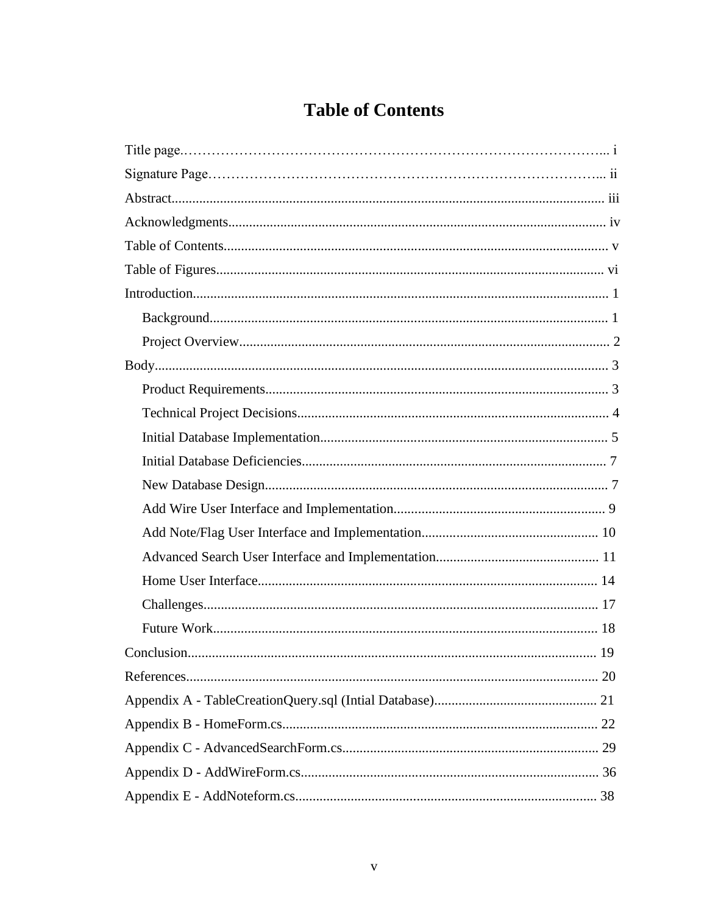# Table of Contents

Title page........................................................................................... i

Signature Page...................................................................................... ii

Abstract.............................................................................................. iii

Acknowledgments................................................................................ iv

Table of Contents.................................................................................. v

Table of Figures.................................................................................... vi

Introduction......................................................................................... 1

- Background..................................................................................... 1
- Project Overview.............................................................................. 2

Body.................................................................................................. 3

- Product Requirements...................................................................... 3
- Technical Project Decisions.............................................................. 4
- Initial Database Implementation......................................................... 5
- Initial Database Deficiencies.............................................................. 7
- New Database Design....................................................................... 7
- Add Wire User Interface and Implementation...................................... 9
- Add Note/Flag User Interface and Implementation.............................. 10
- Advanced Search User Interface and Implementation.......................... 11
- Home User Interface........................................................................ 14
- Challenges...................................................................................... 17
- Future Work.................................................................................... 18

Conclusion.......................................................................................... 19

References.......................................................................................... 20

Appendix A - TableCreationQuery.sql (Intial Database)............................ 21

Appendix B - HomeForm.cs.................................................................... 22

Appendix C - AdvancedSearchForm.cs...................................................... 29

Appendix D - AddWireForm.cs................................................................ 36

Appendix E - AddNoteform.cs.................................................................. 38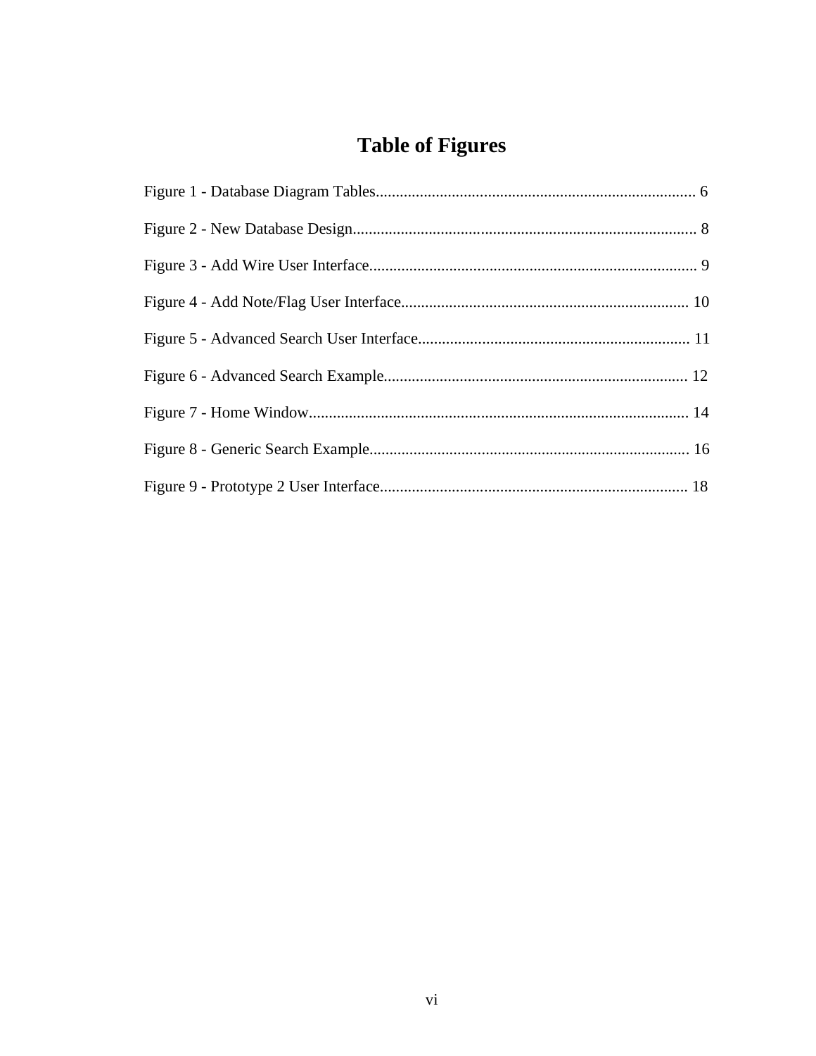# Table of Figures

Figure 1 - Database Diagram Tables................................................................................ 6

Figure 2 - New Database Design...................................................................................... 8

Figure 3 - Add Wire User Interface.................................................................................. 9

Figure 4 - Add Note/Flag User Interface........................................................................ 10

Figure 5 - Advanced Search User Interface.................................................................... 11

Figure 6 - Advanced Search Example............................................................................ 12

Figure 7 - Home Window............................................................................................... 14

Figure 8 - Generic Search Example................................................................................ 16

Figure 9 - Prototype 2 User Interface............................................................................. 18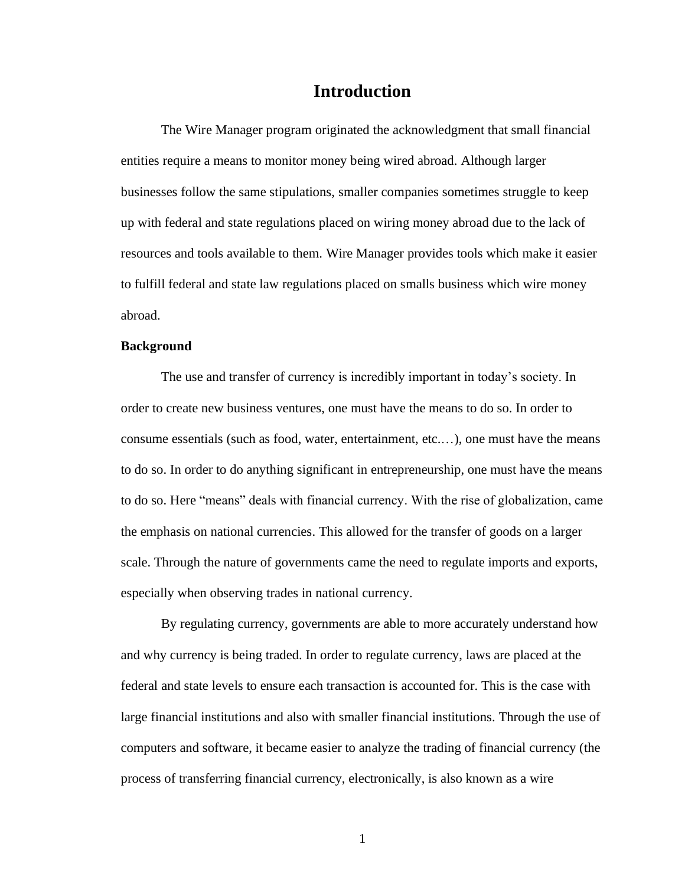# Introduction

The Wire Manager program originated the acknowledgment that small financial entities require a means to monitor money being wired abroad. Although larger businesses follow the same stipulations, smaller companies sometimes struggle to keep up with federal and state regulations placed on wiring money abroad due to the lack of resources and tools available to them. Wire Manager provides tools which make it easier to fulfill federal and state law regulations placed on smalls business which wire money abroad.

## Background

The use and transfer of currency is incredibly important in today's society. In order to create new business ventures, one must have the means to do so. In order to consume essentials (such as food, water, entertainment, etc.…), one must have the means to do so. In order to do anything significant in entrepreneurship, one must have the means to do so. Here "means" deals with financial currency. With the rise of globalization, came the emphasis on national currencies. This allowed for the transfer of goods on a larger scale. Through the nature of governments came the need to regulate imports and exports, especially when observing trades in national currency.

By regulating currency, governments are able to more accurately understand how and why currency is being traded. In order to regulate currency, laws are placed at the federal and state levels to ensure each transaction is accounted for. This is the case with large financial institutions and also with smaller financial institutions. Through the use of computers and software, it became easier to analyze the trading of financial currency (the process of transferring financial currency, electronically, is also known as a wire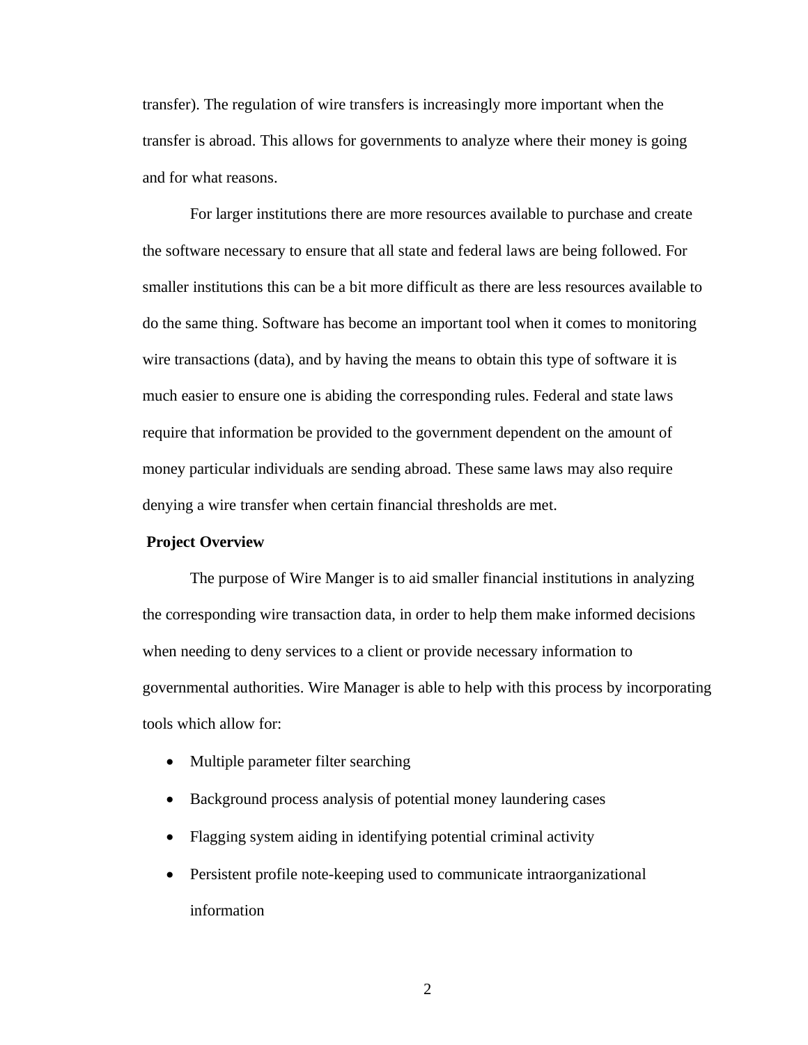transfer). The regulation of wire transfers is increasingly more important when the transfer is abroad. This allows for governments to analyze where their money is going and for what reasons.

For larger institutions there are more resources available to purchase and create the software necessary to ensure that all state and federal laws are being followed. For smaller institutions this can be a bit more difficult as there are less resources available to do the same thing. Software has become an important tool when it comes to monitoring wire transactions (data), and by having the means to obtain this type of software it is much easier to ensure one is abiding the corresponding rules. Federal and state laws require that information be provided to the government dependent on the amount of money particular individuals are sending abroad. These same laws may also require denying a wire transfer when certain financial thresholds are met.

**Project Overview**

The purpose of Wire Manger is to aid smaller financial institutions in analyzing the corresponding wire transaction data, in order to help them make informed decisions when needing to deny services to a client or provide necessary information to governmental authorities. Wire Manager is able to help with this process by incorporating tools which allow for:

- Multiple parameter filter searching
- Background process analysis of potential money laundering cases
- Flagging system aiding in identifying potential criminal activity
- Persistent profile note-keeping used to communicate intraorganizational information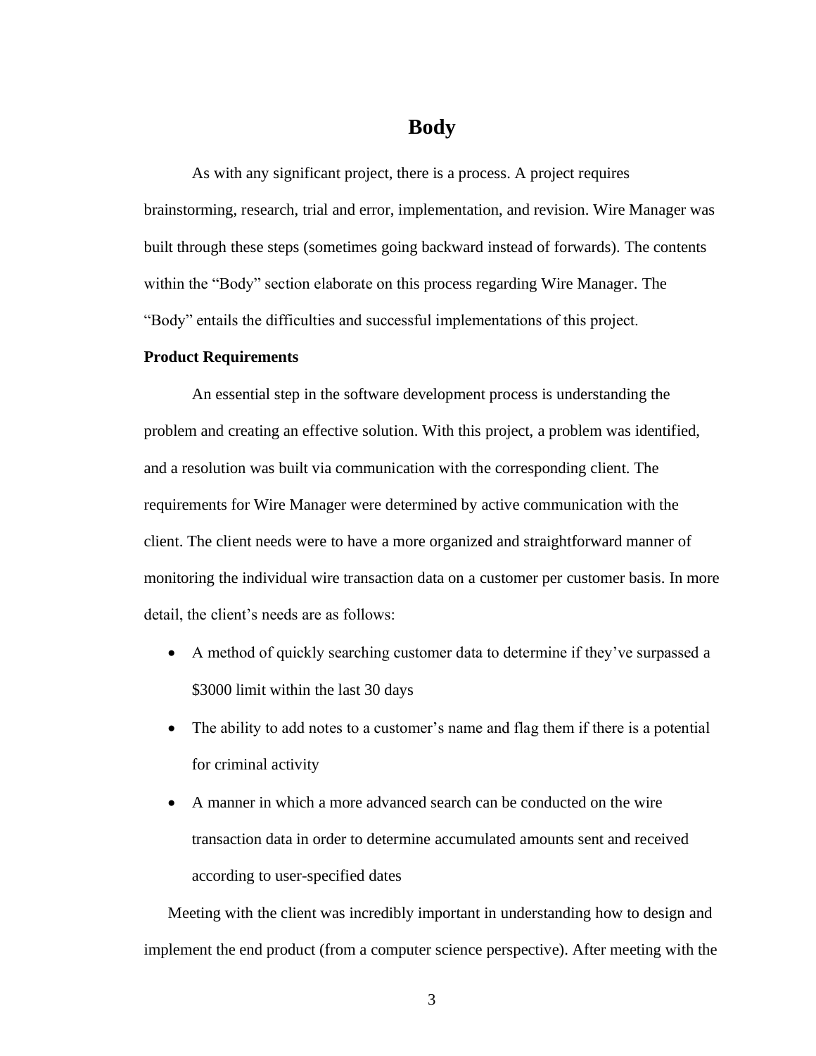# Body

As with any significant project, there is a process. A project requires brainstorming, research, trial and error, implementation, and revision. Wire Manager was built through these steps (sometimes going backward instead of forwards). The contents within the "Body" section elaborate on this process regarding Wire Manager. The "Body" entails the difficulties and successful implementations of this project.

**Product Requirements**

An essential step in the software development process is understanding the problem and creating an effective solution. With this project, a problem was identified, and a resolution was built via communication with the corresponding client. The requirements for Wire Manager were determined by active communication with the client. The client needs were to have a more organized and straightforward manner of monitoring the individual wire transaction data on a customer per customer basis. In more detail, the client's needs are as follows:

- A method of quickly searching customer data to determine if they've surpassed a $3000 limit within the last 30 days
- The ability to add notes to a customer's name and flag them if there is a potential for criminal activity
- A manner in which a more advanced search can be conducted on the wire transaction data in order to determine accumulated amounts sent and received according to user-specified dates

Meeting with the client was incredibly important in understanding how to design and implement the end product (from a computer science perspective). After meeting with the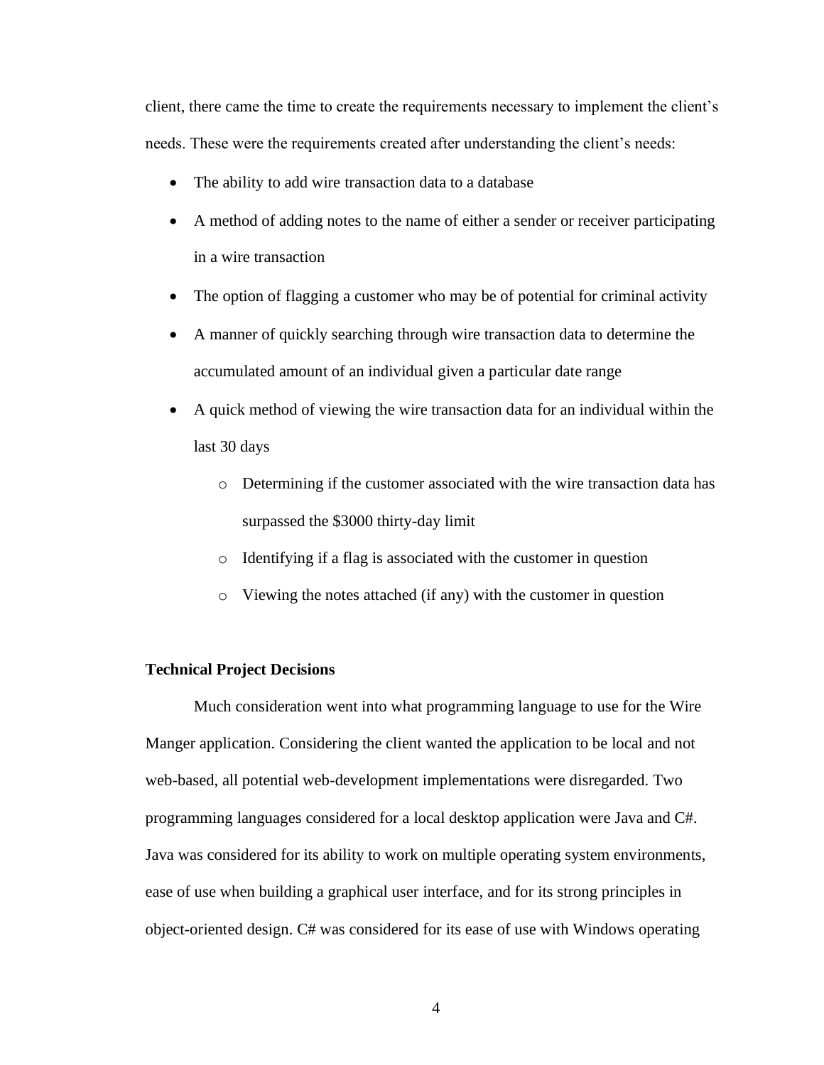client, there came the time to create the requirements necessary to implement the client's needs. These were the requirements created after understanding the client's needs:

- The ability to add wire transaction data to a database
- A method of adding notes to the name of either a sender or receiver participating in a wire transaction
- The option of flagging a customer who may be of potential for criminal activity
- A manner of quickly searching through wire transaction data to determine the accumulated amount of an individual given a particular date range
- A quick method of viewing the wire transaction data for an individual within the last 30 days
    - Determining if the customer associated with the wire transaction data has surpassed the $3000 thirty-day limit
    - Identifying if a flag is associated with the customer in question
    - Viewing the notes attached (if any) with the customer in question

**Technical Project Decisions**

Much consideration went into what programming language to use for the Wire Manger application. Considering the client wanted the application to be local and not web-based, all potential web-development implementations were disregarded. Two programming languages considered for a local desktop application were Java and C#. Java was considered for its ability to work on multiple operating system environments, ease of use when building a graphical user interface, and for its strong principles in object-oriented design. C# was considered for its ease of use with Windows operating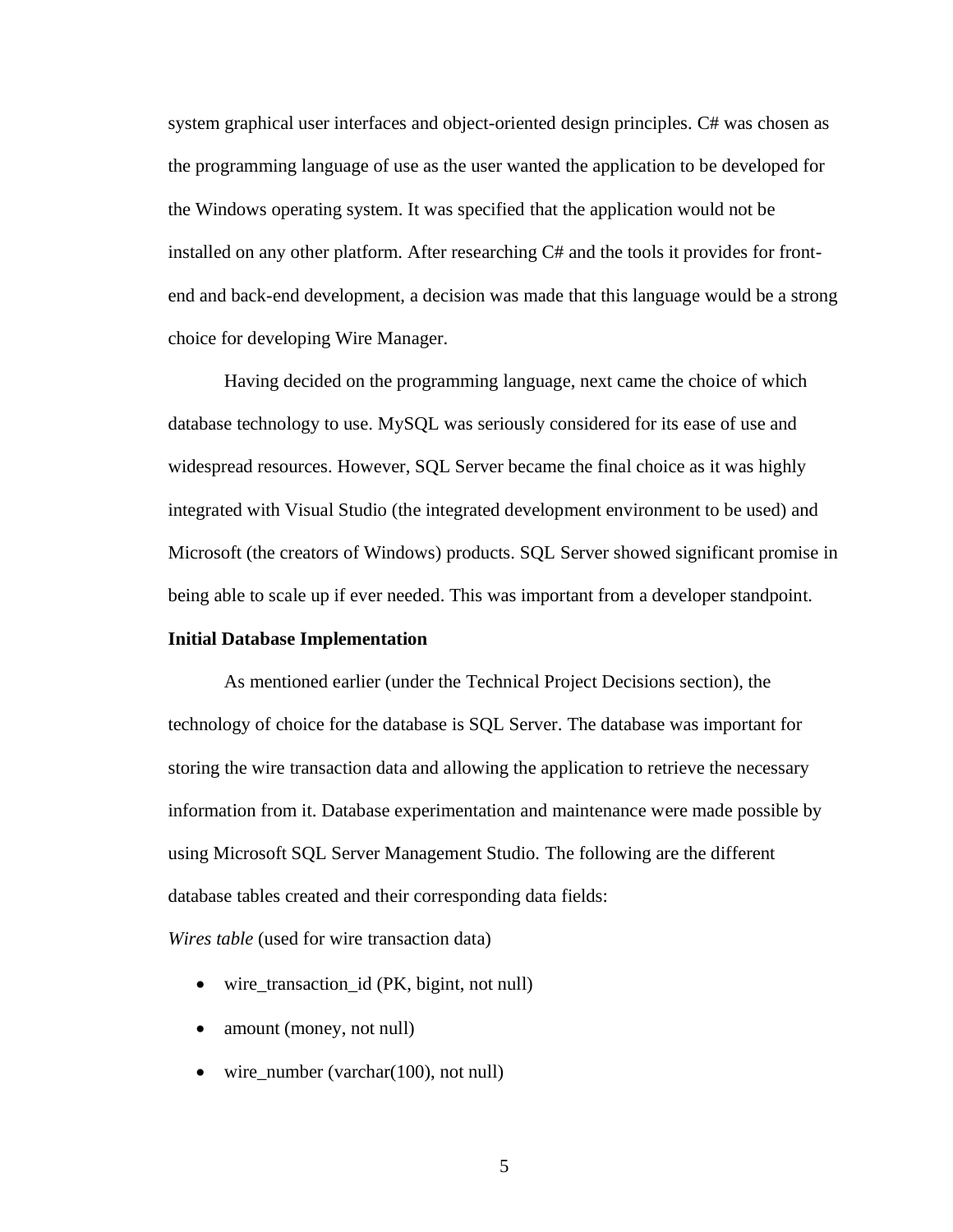system graphical user interfaces and object-oriented design principles. C# was chosen as the programming language of use as the user wanted the application to be developed for the Windows operating system. It was specified that the application would not be installed on any other platform. After researching C# and the tools it provides for front-end and back-end development, a decision was made that this language would be a strong choice for developing Wire Manager.

Having decided on the programming language, next came the choice of which database technology to use. MySQL was seriously considered for its ease of use and widespread resources. However, SQL Server became the final choice as it was highly integrated with Visual Studio (the integrated development environment to be used) and Microsoft (the creators of Windows) products. SQL Server showed significant promise in being able to scale up if ever needed. This was important from a developer standpoint.

**Initial Database Implementation**

As mentioned earlier (under the Technical Project Decisions section), the technology of choice for the database is SQL Server. The database was important for storing the wire transaction data and allowing the application to retrieve the necessary information from it. Database experimentation and maintenance were made possible by using Microsoft SQL Server Management Studio. The following are the different database tables created and their corresponding data fields:

*Wires table* (used for wire transaction data)

- wire_transaction_id (PK, bigint, not null)
- amount (money, not null)
- wire_number (varchar(100), not null)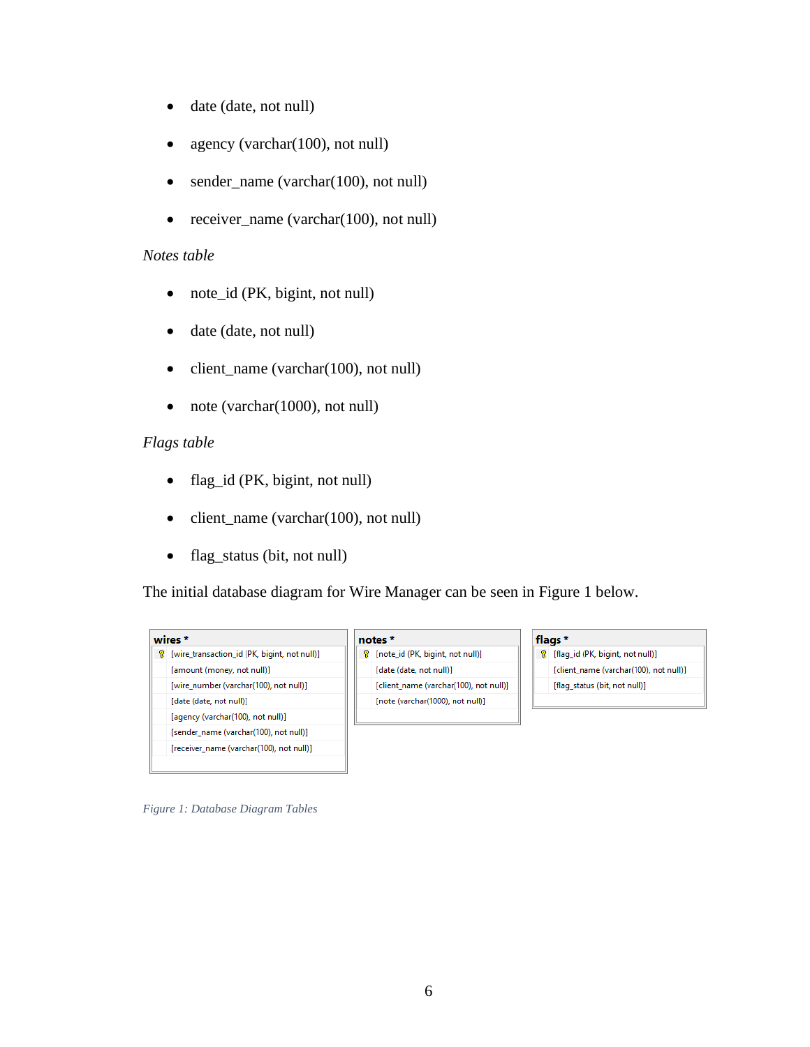- date (date, not null)
- agency (varchar(100), not null)
- sender_name (varchar(100), not null)
- receiver_name (varchar(100), not null)

*Notes table*

- note_id (PK, bigint, not null)
- date (date, not null)
- client_name (varchar(100), not null)
- note (varchar(1000), not null)

*Flags table*

- flag_id (PK, bigint, not null)
- client_name (varchar(100), not null)
- flag_status (bit, not null)

The initial database diagram for Wire Manager can be seen in Figure 1 below.

| wires * |
| --- |
| [wire_transaction_id (PK, bigint, not null)] |
| [amount (money, not null)] |
| [wire_number (varchar(100), not null)] |
| [date (date, not null)] |
| [agency (varchar(100), not null)] |
| [sender_name (varchar(100), not null)] |
| [receiver_name (varchar(100), not null)] |

| notes * |
| --- |
| [note_id (PK, bigint, not null)] |
| [date (date, not null)] |
| [client_name (varchar(100), not null)] |
| [note (varchar(1000), not null)] |

| flags * |
| --- |
| [flag_id (PK, bigint, not null)] |
| [client_name (varchar(100), not null)] |
| [flag_status (bit, not null)] |

*Figure 1: Database Diagram Tables*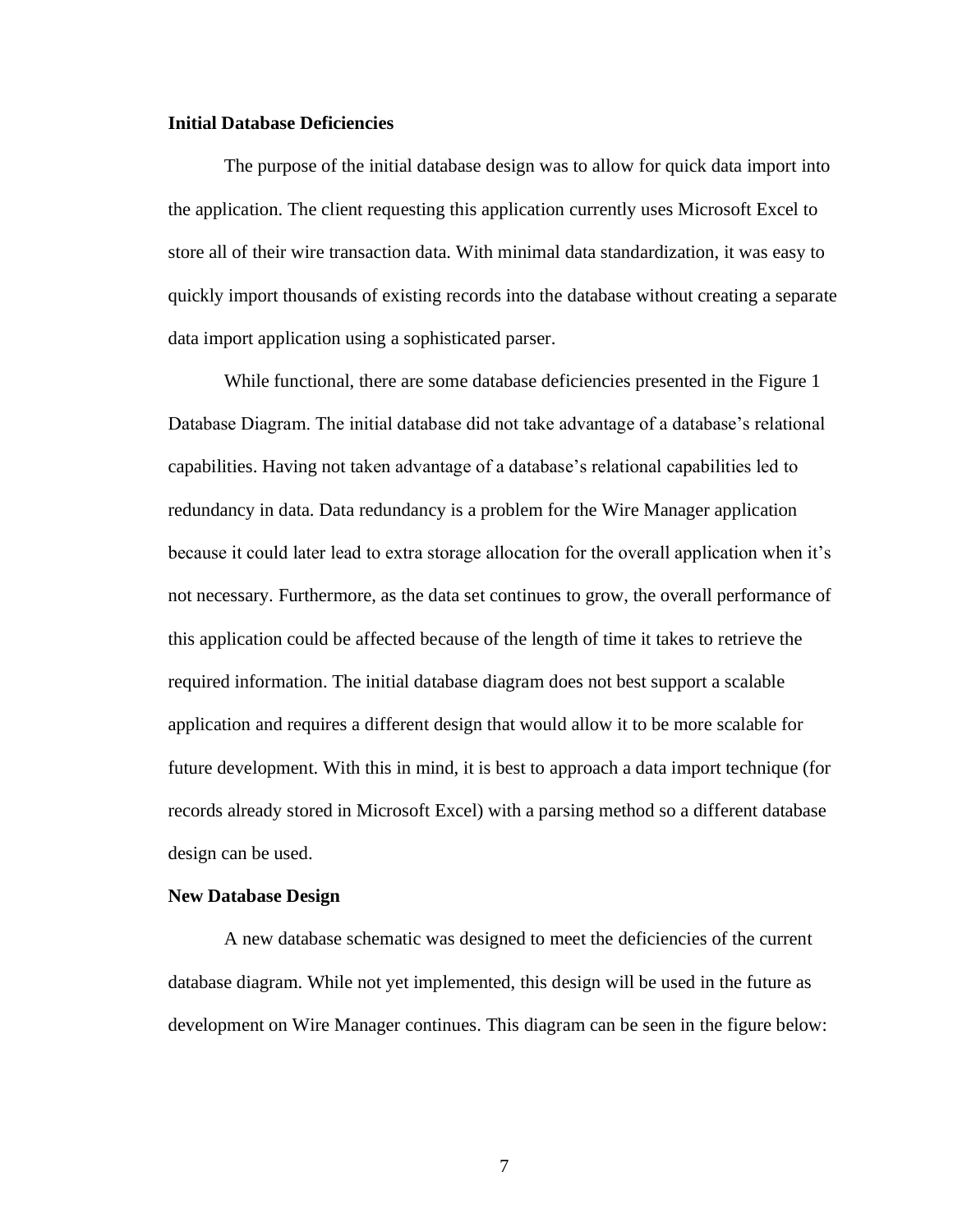### Initial Database Deficiencies

The purpose of the initial database design was to allow for quick data import into the application. The client requesting this application currently uses Microsoft Excel to store all of their wire transaction data. With minimal data standardization, it was easy to quickly import thousands of existing records into the database without creating a separate data import application using a sophisticated parser.

While functional, there are some database deficiencies presented in the Figure 1 Database Diagram. The initial database did not take advantage of a database's relational capabilities. Having not taken advantage of a database's relational capabilities led to redundancy in data. Data redundancy is a problem for the Wire Manager application because it could later lead to extra storage allocation for the overall application when it's not necessary. Furthermore, as the data set continues to grow, the overall performance of this application could be affected because of the length of time it takes to retrieve the required information. The initial database diagram does not best support a scalable application and requires a different design that would allow it to be more scalable for future development. With this in mind, it is best to approach a data import technique (for records already stored in Microsoft Excel) with a parsing method so a different database design can be used.

### New Database Design

A new database schematic was designed to meet the deficiencies of the current database diagram. While not yet implemented, this design will be used in the future as development on Wire Manager continues. This diagram can be seen in the figure below: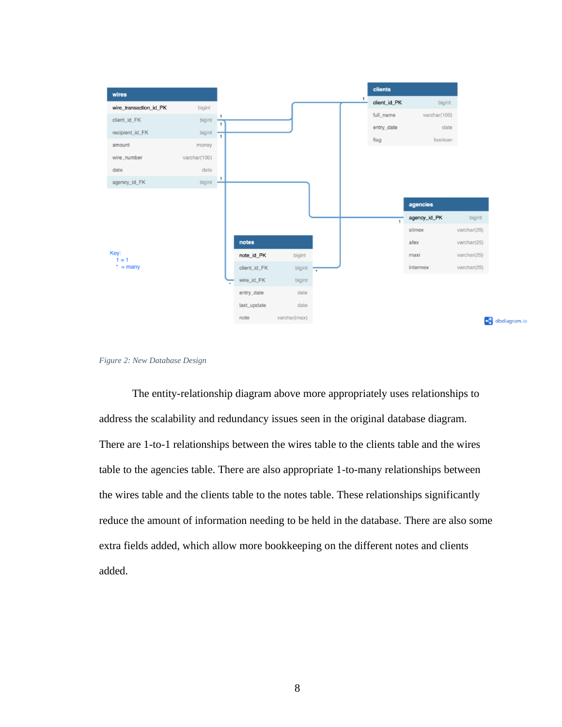| wires | |
| --- | --- |
| wire_transaction_id_PK | bigint |
| client_id_FK | bigint |
| recipient_id_FK | bigint |
| amount | money |
| wire_number | varchar(100) |
| date | date |
| agency_id_FK | bigint |

| clients | |
| --- | --- |
| client_id_PK | bigint |
| full_name | varchar(100) |
| entry_date | date |
| flag | boolean |

| agencies | |
| --- | --- |
| agency_id_PK | bigint |
| silmex | varchar(25) |
| afex | varchar(25) |
| maxi | varchar(25) |
| intermex | varchar(25) |

| notes | |
| --- | --- |
| note_id_PK | bigint |
| client_id_FK | bigint |
| wire_id_FK | bigint |
| entry_date | date |
| last_update | date |
| note | varchar(max) |

Key:
1 = 1
* = many

dbdiagram.io

*Figure 2: New Database Design*

The entity-relationship diagram above more appropriately uses relationships to address the scalability and redundancy issues seen in the original database diagram. There are 1-to-1 relationships between the wires table to the clients table and the wires table to the agencies table. There are also appropriate 1-to-many relationships between the wires table and the clients table to the notes table. These relationships significantly reduce the amount of information needing to be held in the database. There are also some extra fields added, which allow more bookkeeping on the different notes and clients added.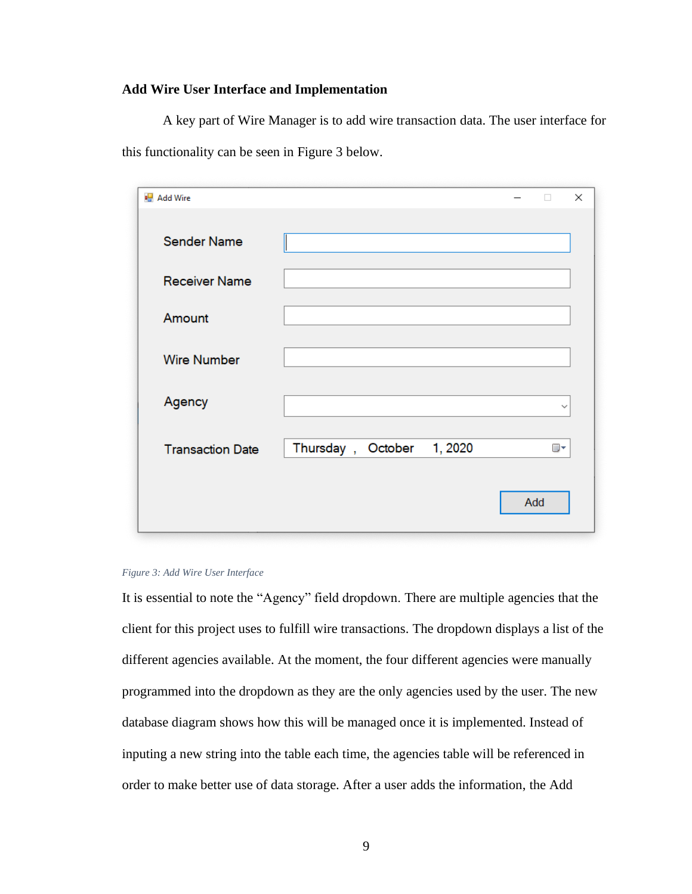### Add Wire User Interface and Implementation

A key part of Wire Manager is to add wire transaction data. The user interface for this functionality can be seen in Figure 3 below.

*Figure 3: Add Wire User Interface*

It is essential to note the "Agency" field dropdown. There are multiple agencies that the client for this project uses to fulfill wire transactions. The dropdown displays a list of the different agencies available. At the moment, the four different agencies were manually programmed into the dropdown as they are the only agencies used by the user. The new database diagram shows how this will be managed once it is implemented. Instead of inputing a new string into the table each time, the agencies table will be referenced in order to make better use of data storage. After a user adds the information, the Add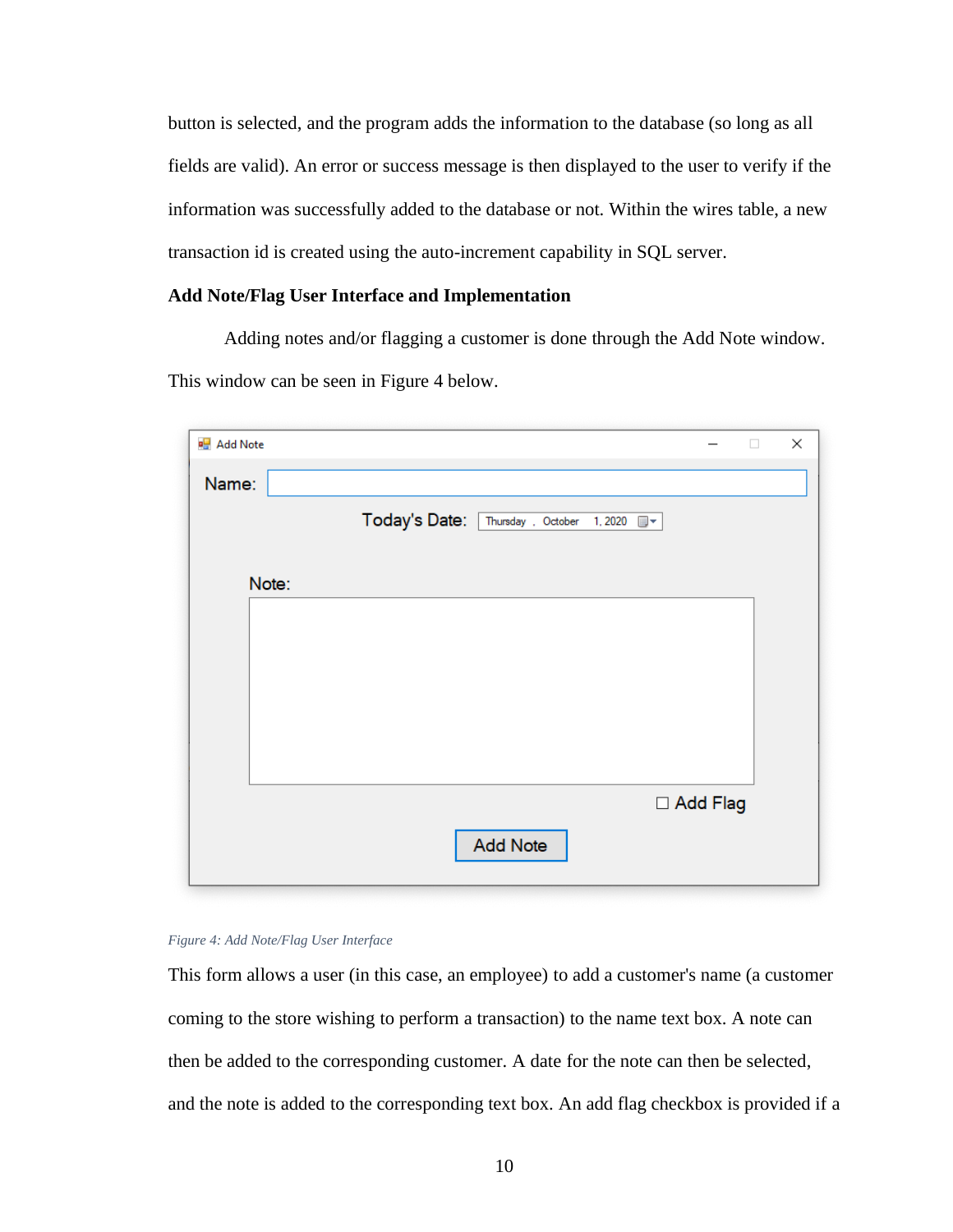button is selected, and the program adds the information to the database (so long as all fields are valid). An error or success message is then displayed to the user to verify if the information was successfully added to the database or not. Within the wires table, a new transaction id is created using the auto-increment capability in SQL server.

### Add Note/Flag User Interface and Implementation

Adding notes and/or flagging a customer is done through the Add Note window. This window can be seen in Figure 4 below.

*Figure 4: Add Note/Flag User Interface*

This form allows a user (in this case, an employee) to add a customer's name (a customer coming to the store wishing to perform a transaction) to the name text box. A note can then be added to the corresponding customer. A date for the note can then be selected, and the note is added to the corresponding text box. An add flag checkbox is provided if a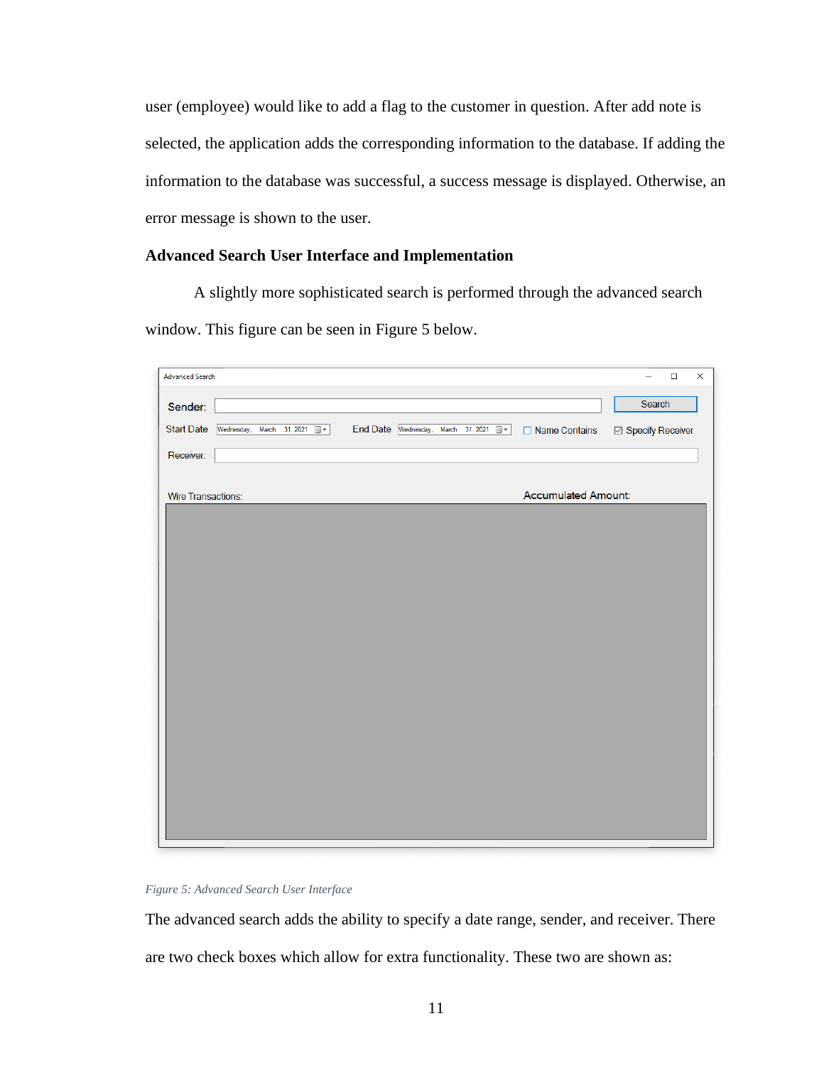user (employee) would like to add a flag to the customer in question. After add note is selected, the application adds the corresponding information to the database. If adding the information to the database was successful, a success message is displayed. Otherwise, an error message is shown to the user.

### Advanced Search User Interface and Implementation

A slightly more sophisticated search is performed through the advanced search window. This figure can be seen in Figure 5 below.

*Figure 5: Advanced Search User Interface*

The advanced search adds the ability to specify a date range, sender, and receiver. There are two check boxes which allow for extra functionality. These two are shown as: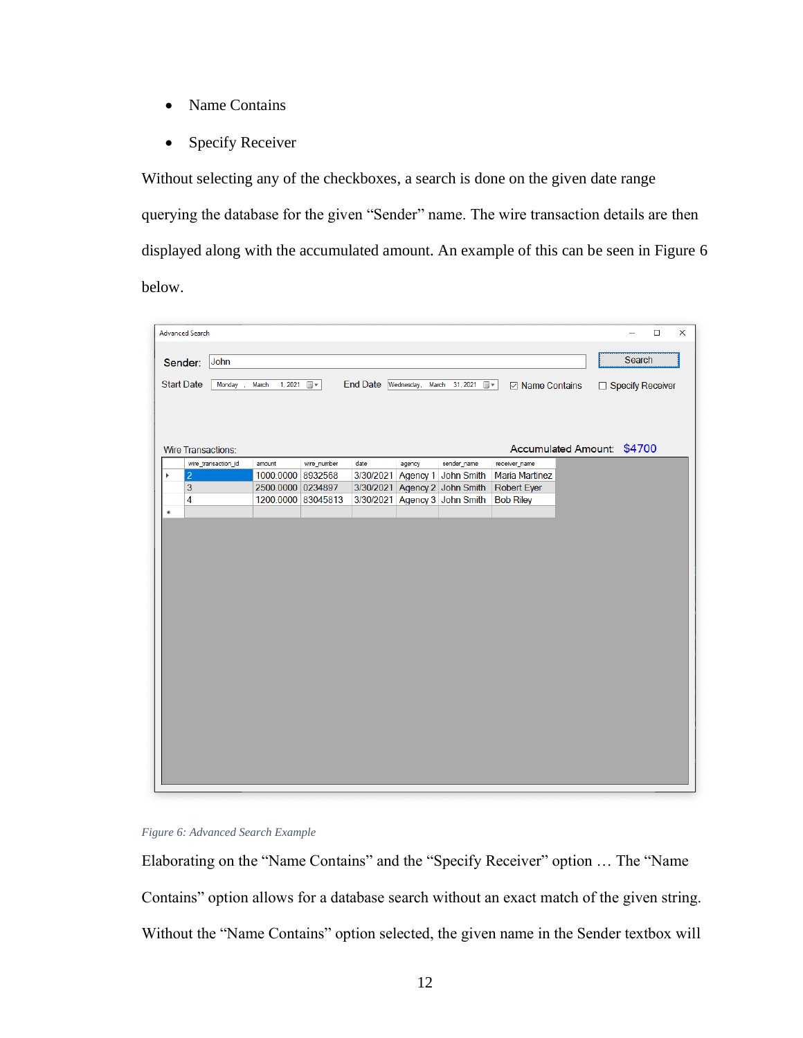- Name Contains
- Specify Receiver

Without selecting any of the checkboxes, a search is done on the given date range querying the database for the given "Sender" name. The wire transaction details are then displayed along with the accumulated amount. An example of this can be seen in Figure 6 below.

*Figure 6: Advanced Search Example*

Elaborating on the "Name Contains" and the "Specify Receiver" option … The "Name Contains" option allows for a database search without an exact match of the given string. Without the "Name Contains" option selected, the given name in the Sender textbox will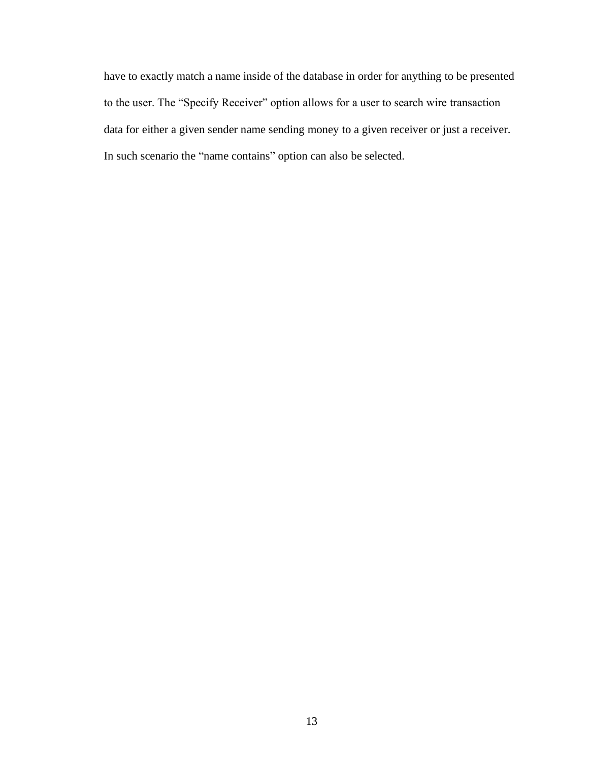have to exactly match a name inside of the database in order for anything to be presented to the user. The “Specify Receiver” option allows for a user to search wire transaction data for either a given sender name sending money to a given receiver or just a receiver. In such scenario the “name contains” option can also be selected.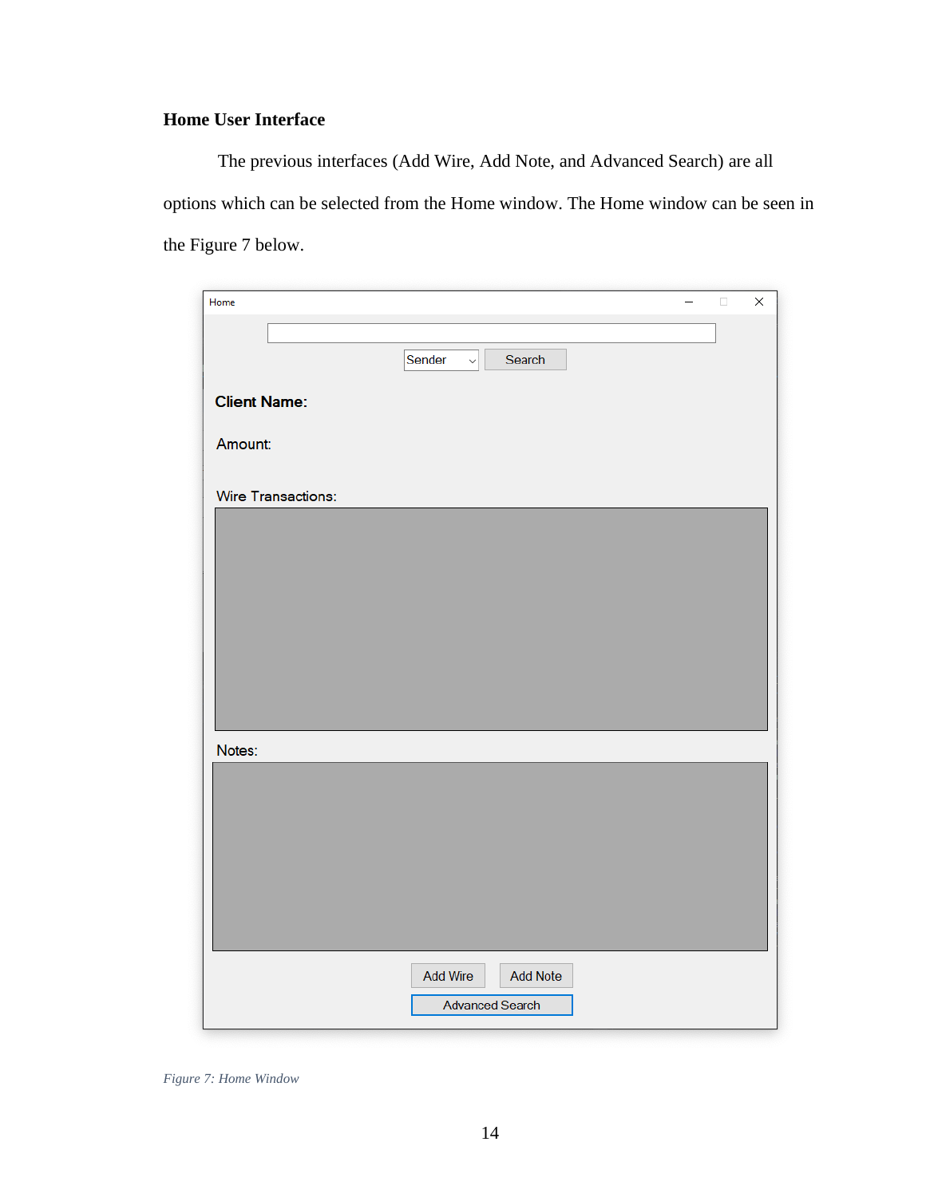### Home User Interface

The previous interfaces (Add Wire, Add Note, and Advanced Search) are all options which can be selected from the Home window. The Home window can be seen in the Figure 7 below.

*Figure 7: Home Window*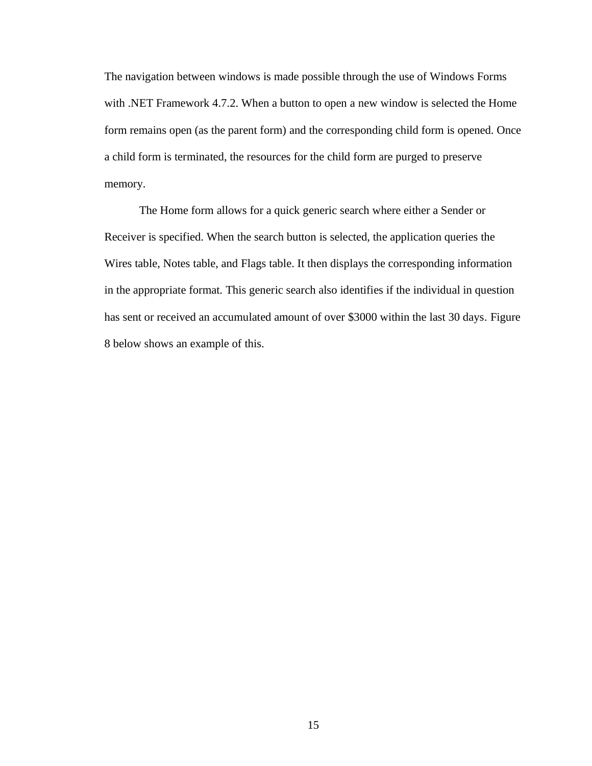The navigation between windows is made possible through the use of Windows Forms with .NET Framework 4.7.2. When a button to open a new window is selected the Home form remains open (as the parent form) and the corresponding child form is opened. Once a child form is terminated, the resources for the child form are purged to preserve memory.

The Home form allows for a quick generic search where either a Sender or Receiver is specified. When the search button is selected, the application queries the Wires table, Notes table, and Flags table. It then displays the corresponding information in the appropriate format. This generic search also identifies if the individual in question has sent or received an accumulated amount of over $3000 within the last 30 days. Figure 8 below shows an example of this.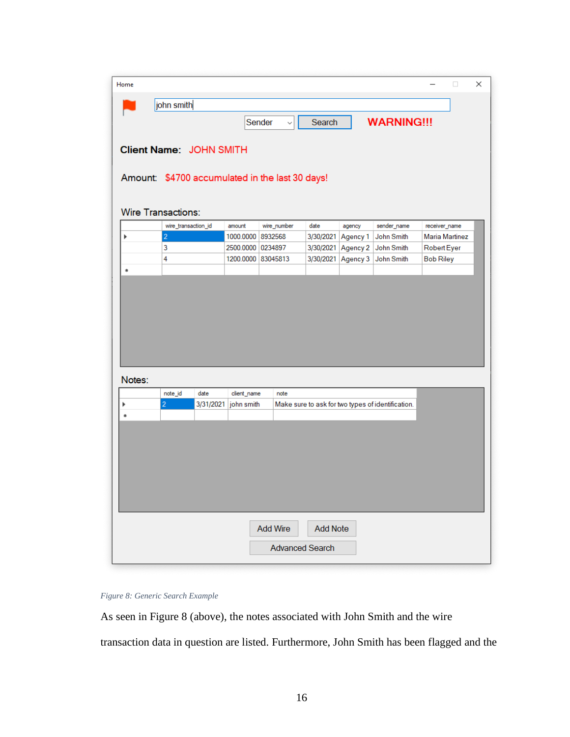*Figure 8: Generic Search Example*

As seen in Figure 8 (above), the notes associated with John Smith and the wire transaction data in question are listed. Furthermore, John Smith has been flagged and the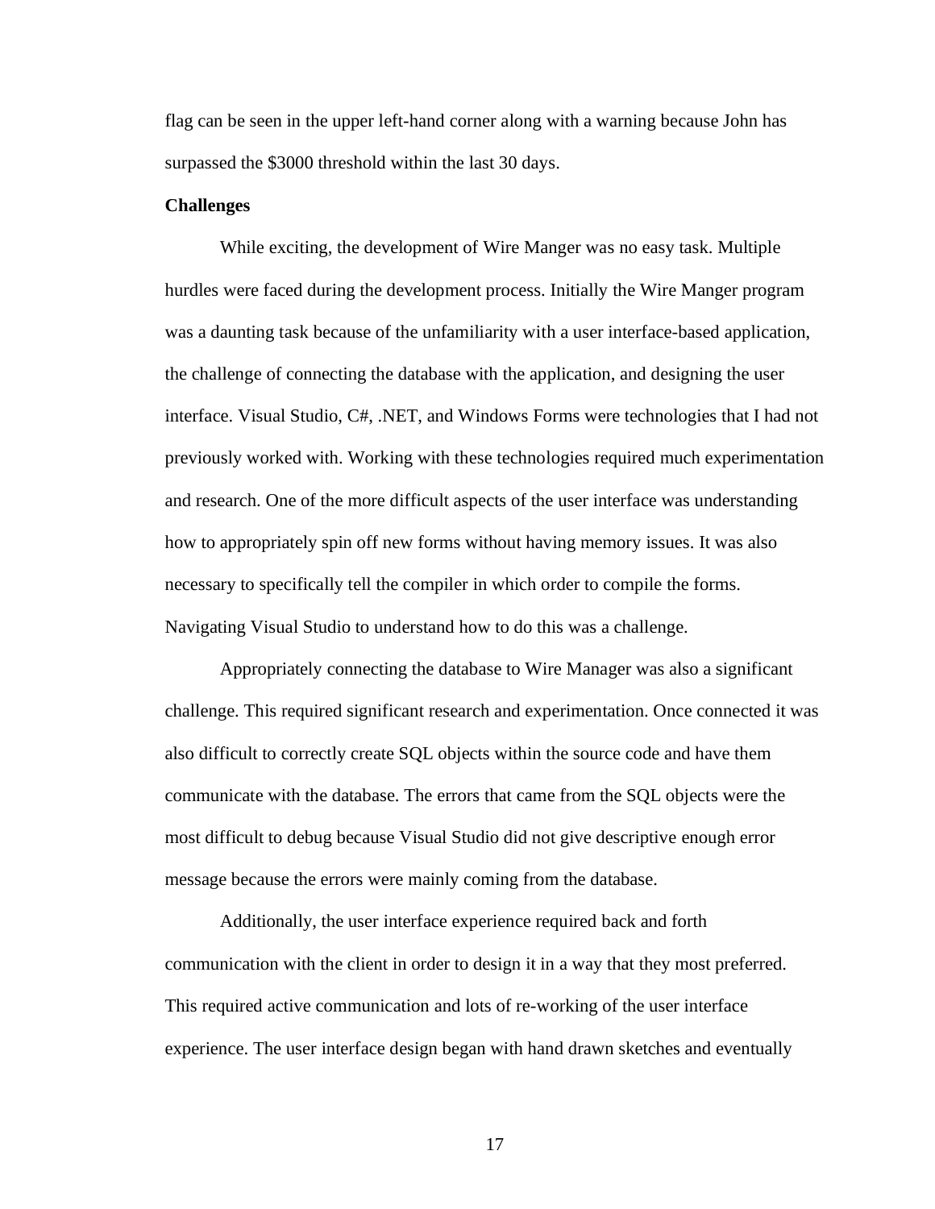flag can be seen in the upper left-hand corner along with a warning because John has surpassed the $3000 threshold within the last 30 days.

**Challenges**

While exciting, the development of Wire Manger was no easy task. Multiple hurdles were faced during the development process. Initially the Wire Manger program was a daunting task because of the unfamiliarity with a user interface-based application, the challenge of connecting the database with the application, and designing the user interface. Visual Studio, C#, .NET, and Windows Forms were technologies that I had not previously worked with. Working with these technologies required much experimentation and research. One of the more difficult aspects of the user interface was understanding how to appropriately spin off new forms without having memory issues. It was also necessary to specifically tell the compiler in which order to compile the forms. Navigating Visual Studio to understand how to do this was a challenge.

Appropriately connecting the database to Wire Manager was also a significant challenge. This required significant research and experimentation. Once connected it was also difficult to correctly create SQL objects within the source code and have them communicate with the database. The errors that came from the SQL objects were the most difficult to debug because Visual Studio did not give descriptive enough error message because the errors were mainly coming from the database.

Additionally, the user interface experience required back and forth communication with the client in order to design it in a way that they most preferred. This required active communication and lots of re-working of the user interface experience. The user interface design began with hand drawn sketches and eventually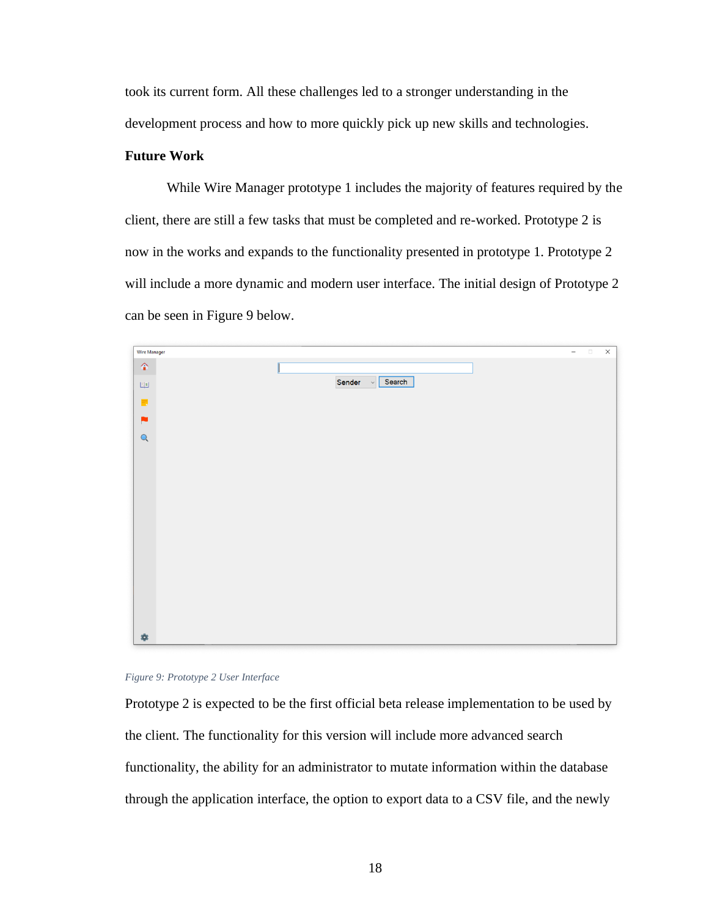took its current form. All these challenges led to a stronger understanding in the development process and how to more quickly pick up new skills and technologies.

### Future Work

While Wire Manager prototype 1 includes the majority of features required by the client, there are still a few tasks that must be completed and re-worked. Prototype 2 is now in the works and expands to the functionality presented in prototype 1. Prototype 2 will include a more dynamic and modern user interface. The initial design of Prototype 2 can be seen in Figure 9 below.

*Figure 9: Prototype 2 User Interface*

Prototype 2 is expected to be the first official beta release implementation to be used by the client. The functionality for this version will include more advanced search functionality, the ability for an administrator to mutate information within the database through the application interface, the option to export data to a CSV file, and the newly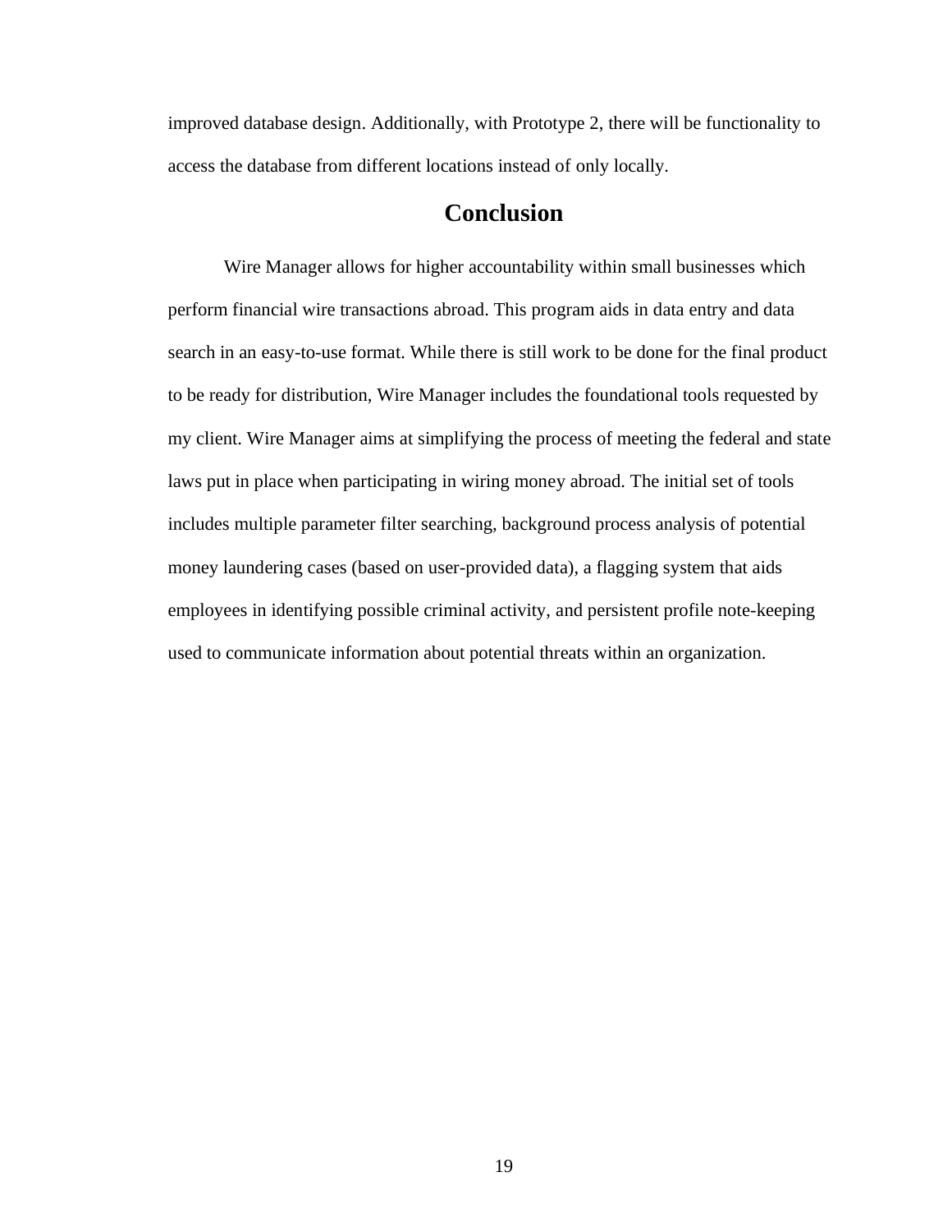improved database design. Additionally, with Prototype 2, there will be functionality to access the database from different locations instead of only locally.

## Conclusion

Wire Manager allows for higher accountability within small businesses which perform financial wire transactions abroad. This program aids in data entry and data search in an easy-to-use format. While there is still work to be done for the final product to be ready for distribution, Wire Manager includes the foundational tools requested by my client. Wire Manager aims at simplifying the process of meeting the federal and state laws put in place when participating in wiring money abroad. The initial set of tools includes multiple parameter filter searching, background process analysis of potential money laundering cases (based on user-provided data), a flagging system that aids employees in identifying possible criminal activity, and persistent profile note-keeping used to communicate information about potential threats within an organization.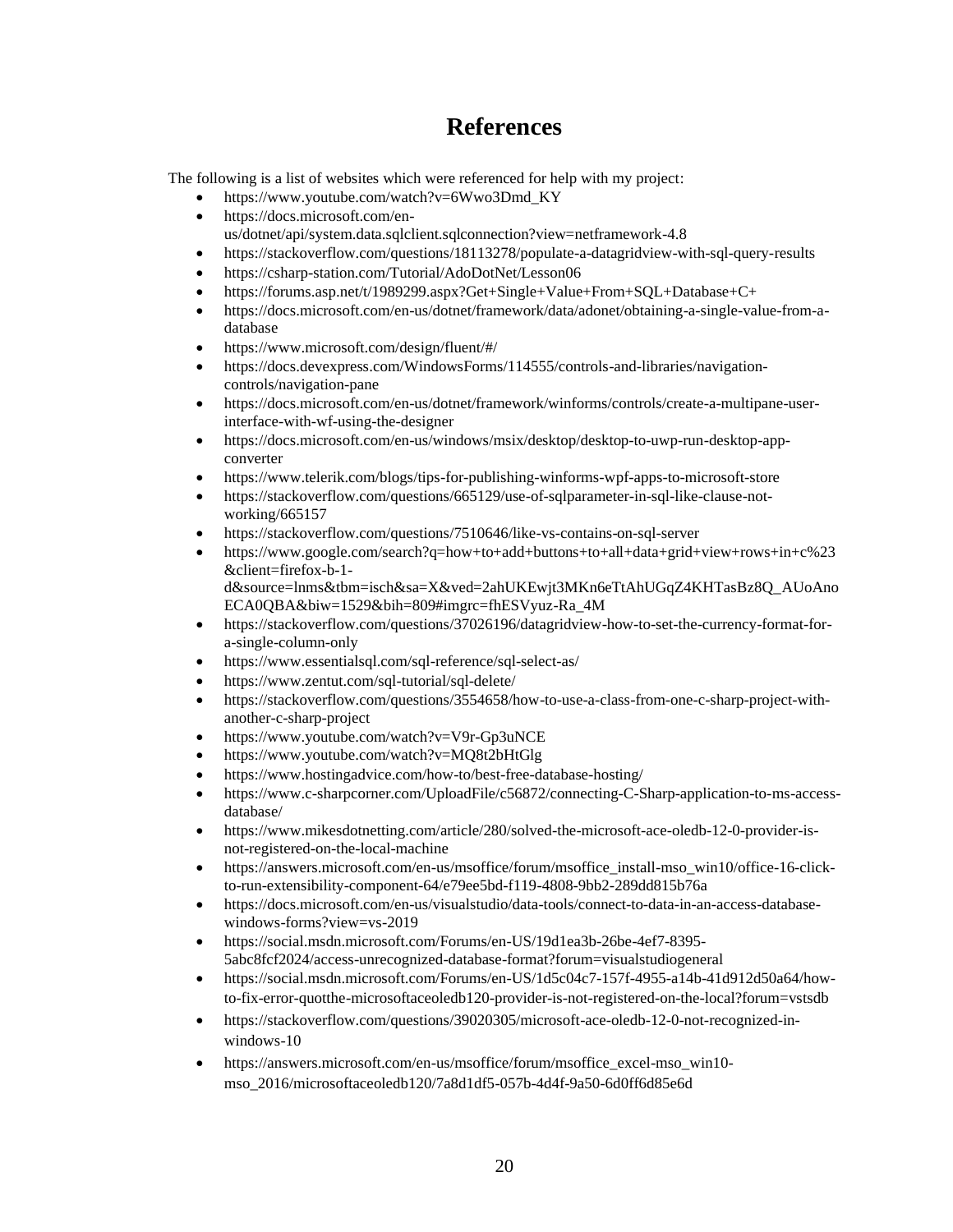# References

The following is a list of websites which were referenced for help with my project:

- https://www.youtube.com/watch?v=6Wwo3Dmd_KY
- https://docs.microsoft.com/en-us/dotnet/api/system.data.sqlclient.sqlconnection?view=netframework-4.8
- https://stackoverflow.com/questions/18113278/populate-a-datagridview-with-sql-query-results
- https://csharp-station.com/Tutorial/AdoDotNet/Lesson06
- https://forums.asp.net/t/1989299.aspx?Get+Single+Value+From+SQL+Database+C+
- https://docs.microsoft.com/en-us/dotnet/framework/data/adonet/obtaining-a-single-value-from-a-database
- https://www.microsoft.com/design/fluent/#/
- https://docs.devexpress.com/WindowsForms/114555/controls-and-libraries/navigation-controls/navigation-pane
- https://docs.microsoft.com/en-us/dotnet/framework/winforms/controls/create-a-multipane-user-interface-with-wf-using-the-designer
- https://docs.microsoft.com/en-us/windows/msix/desktop/desktop-to-uwp-run-desktop-app-converter
- https://www.telerik.com/blogs/tips-for-publishing-winforms-wpf-apps-to-microsoft-store
- https://stackoverflow.com/questions/665129/use-of-sqlparameter-in-sql-like-clause-not-working/665157
- https://stackoverflow.com/questions/7510646/like-vs-contains-on-sql-server
- https://www.google.com/search?q=how+to+add+buttons+to+all+data+grid+view+rows+in+c%23&client=firefox-b-1-d&source=lnms&tbm=isch&sa=X&ved=2ahUKEwjt3MKn6eTtAhUGqZ4KHTasBz8Q_AUoAnoECA0QBA&biw=1529&bih=809#imgrc=fhESVyuz-Ra_4M
- https://stackoverflow.com/questions/37026196/datagridview-how-to-set-the-currency-format-for-a-single-column-only
- https://www.essentialsql.com/sql-reference/sql-select-as/
- https://www.zentut.com/sql-tutorial/sql-delete/
- https://stackoverflow.com/questions/3554658/how-to-use-a-class-from-one-c-sharp-project-with-another-c-sharp-project
- https://www.youtube.com/watch?v=V9r-Gp3uNCE
- https://www.youtube.com/watch?v=MQ8t2bHtGlg
- https://www.hostingadvice.com/how-to/best-free-database-hosting/
- https://www.c-sharpcorner.com/UploadFile/c56872/connecting-C-Sharp-application-to-ms-access-database/
- https://www.mikesdotnetting.com/article/280/solved-the-microsoft-ace-oledb-12-0-provider-is-not-registered-on-the-local-machine
- https://answers.microsoft.com/en-us/msoffice/forum/msoffice_install-mso_win10/office-16-click-to-run-extensibility-component-64/e79ee5bd-f119-4808-9bb2-289dd815b76a
- https://docs.microsoft.com/en-us/visualstudio/data-tools/connect-to-data-in-an-access-database-windows-forms?view=vs-2019
- https://social.msdn.microsoft.com/Forums/en-US/19d1ea3b-26be-4ef7-8395-5abc8fcf2024/access-unrecognized-database-format?forum=visualstudiogeneral
- https://social.msdn.microsoft.com/Forums/en-US/1d5c04c7-157f-4955-a14b-41d912d50a64/how-to-fix-error-quotthe-microsoftaceoledb120-provider-is-not-registered-on-the-local?forum=vstsdb
- https://stackoverflow.com/questions/39020305/microsoft-ace-oledb-12-0-not-recognized-in-windows-10
- https://answers.microsoft.com/en-us/msoffice/forum/msoffice_excel-mso_win10-mso_2016/microsoftaceoledb120/7a8d1df5-057b-4d4f-9a50-6d0ff6d85e6d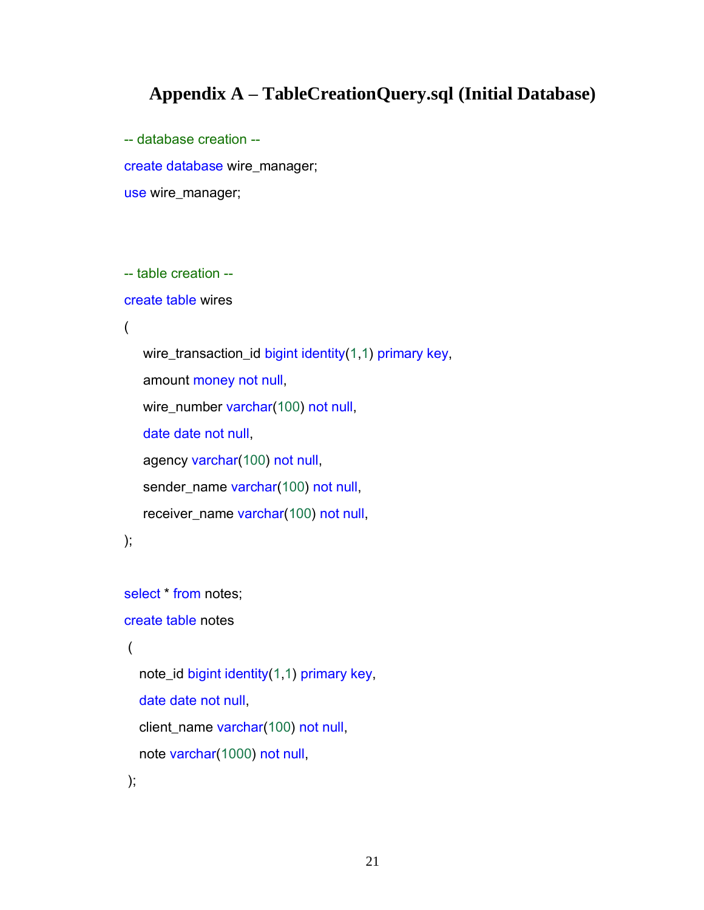## Appendix A – TableCreationQuery.sql (Initial Database)

```sql
-- database creation --
create database wire_manager;
use wire_manager;



-- table creation --
create table wires
(
    wire_transaction_id bigint identity(1,1) primary key,
    amount money not null,
    wire_number varchar(100) not null,
    date date not null,
    agency varchar(100) not null,
    sender_name varchar(100) not null,
    receiver_name varchar(100) not null,
);

select * from notes;
create table notes
 (
   note_id bigint identity(1,1) primary key,
   date date not null,
   client_name varchar(100) not null,
   note varchar(1000) not null,
 );
```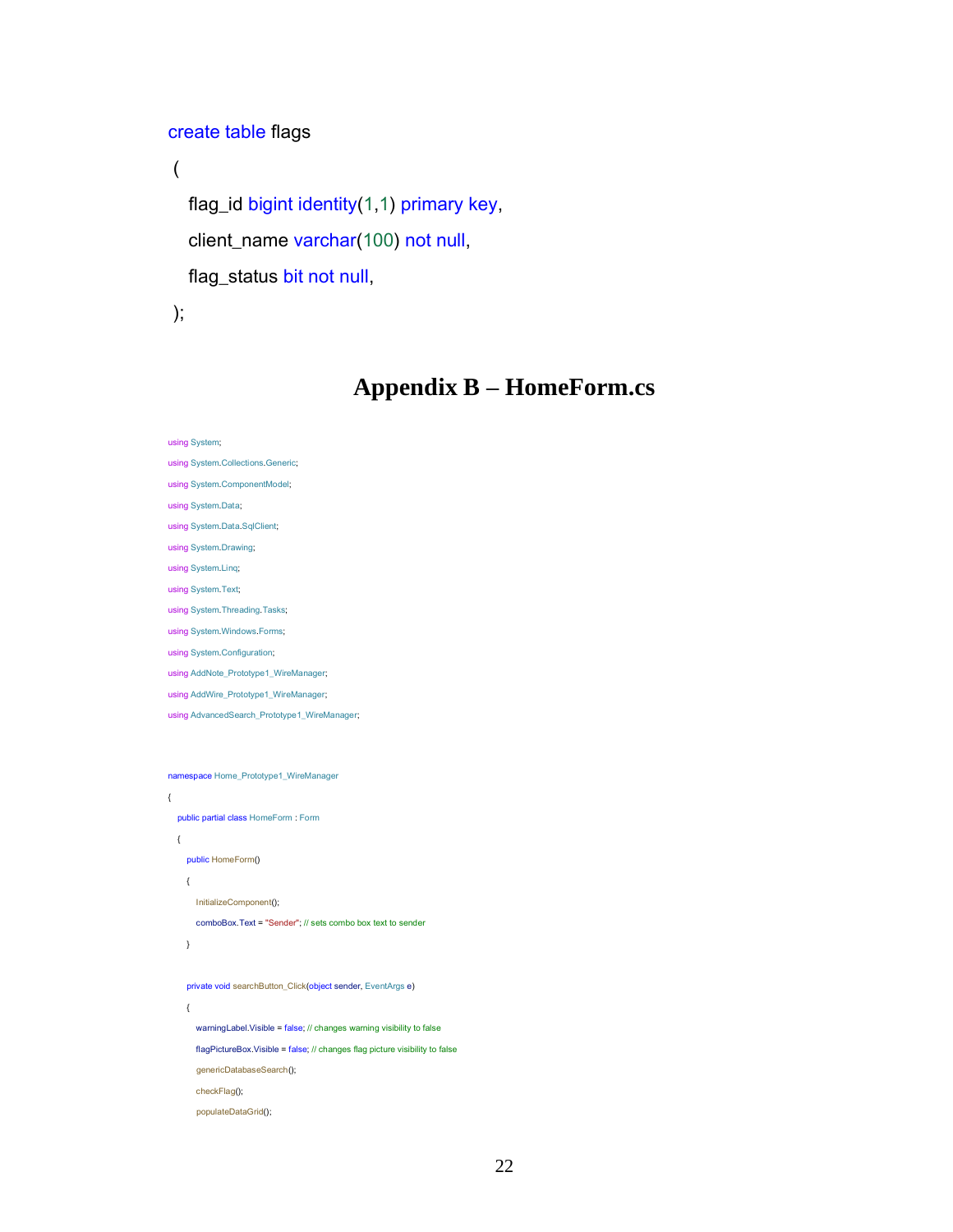```sql
create table flags
 (
   flag_id bigint identity(1,1) primary key,
   client_name varchar(100) not null,
   flag_status bit not null,
 );
```

# Appendix B – HomeForm.cs

```csharp
using System;
using System.Collections.Generic;
using System.ComponentModel;
using System.Data;
using System.Data.SqlClient;
using System.Drawing;
using System.Linq;
using System.Text;
using System.Threading.Tasks;
using System.Windows.Forms;
using System.Configuration;
using AddNote_Prototype1_WireManager;
using AddWire_Prototype1_WireManager;
using AdvancedSearch_Prototype1_WireManager;


namespace Home_Prototype1_WireManager
{
   public partial class HomeForm : Form
   {
      public HomeForm()
      {
         InitializeComponent();
         comboBox.Text = "Sender"; // sets combo box text to sender
      }

      private void searchButton_Click(object sender, EventArgs e)
      {
         warningLabel.Visible = false; // changes warning visibility to false
         flagPictureBox.Visible = false; // changes flag picture visibility to false
         genericDatabaseSearch();
         checkFlag();
         populateDataGrid();
```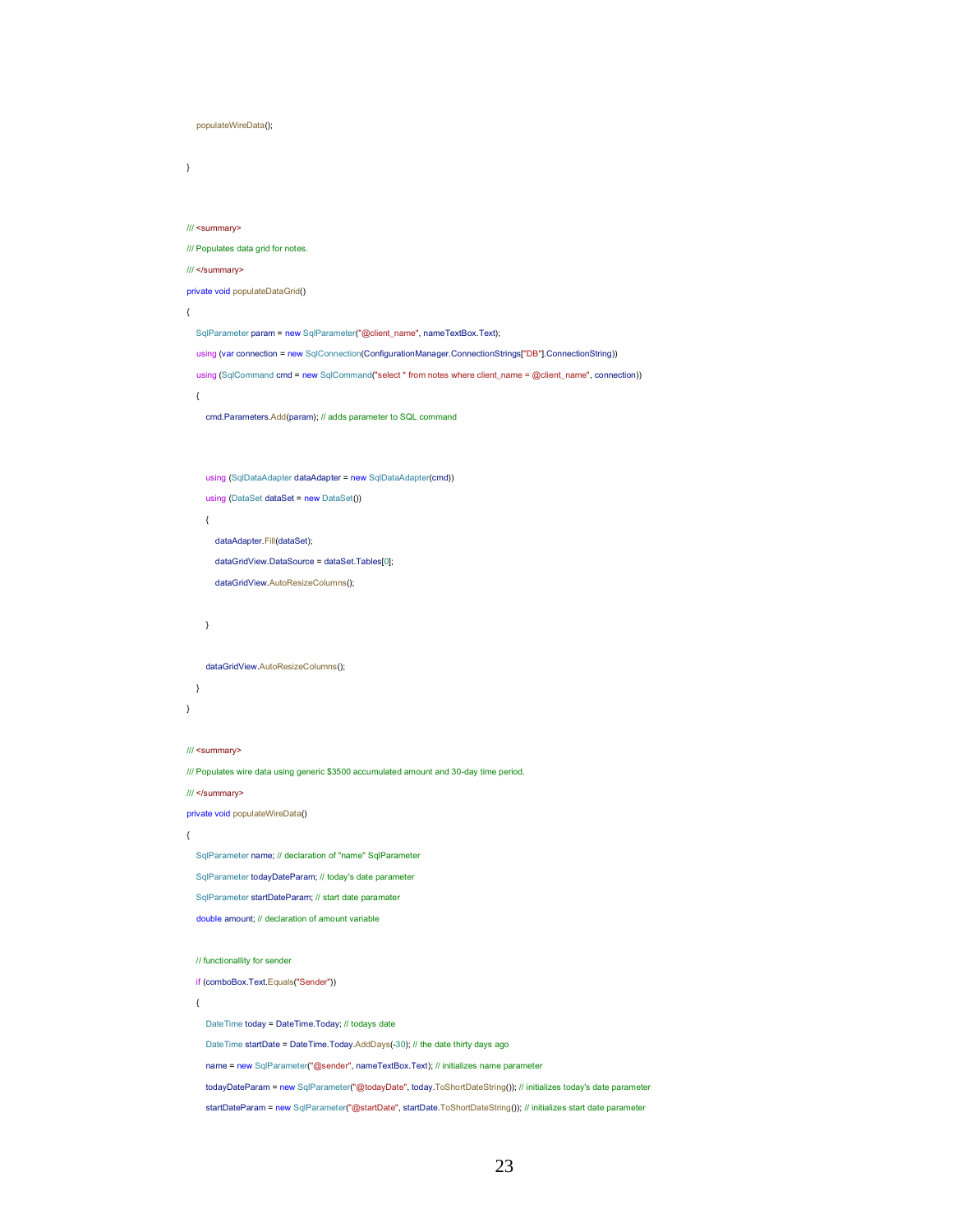```
        populateWireData();

    }


    /// <summary>
    /// Populates data grid for notes.
    /// </summary>
    private void populateDataGrid()
    {
        SqlParameter param = new SqlParameter("@client_name", nameTextBox.Text);
        using (var connection = new SqlConnection(ConfigurationManager.ConnectionStrings["DB"].ConnectionString))
        using (SqlCommand cmd = new SqlCommand("select * from notes where client_name = @client_name", connection))
        {
            cmd.Parameters.Add(param); // adds parameter to SQL command



            using (SqlDataAdapter dataAdapter = new SqlDataAdapter(cmd))
            using (DataSet dataSet = new DataSet())
            {
                dataAdapter.Fill(dataSet);
                dataGridView.DataSource = dataSet.Tables[0];
                dataGridView.AutoResizeColumns();


            }


            dataGridView.AutoResizeColumns();
        }
    }


    /// <summary>
    /// Populates wire data using generic $3500 accumulated amount and 30-day time period.
    /// </summary>
    private void populateWireData()
    {
        SqlParameter name; // declaration of "name" SqlParameter
        SqlParameter todayDateParam; // today's date parameter
        SqlParameter startDateParam; // start date paramater
        double amount; // declaration of amount variable


        // functionallity for sender
        if (comboBox.Text.Equals("Sender"))
        {
            DateTime today = DateTime.Today; // todays date
            DateTime startDate = DateTime.Today.AddDays(-30); // the date thirty days ago
            name = new SqlParameter("@sender", nameTextBox.Text); // initializes name parameter
            todayDateParam = new SqlParameter("@todayDate", today.ToShortDateString()); // initializes today's date parameter
            startDateParam = new SqlParameter("@startDate", startDate.ToShortDateString()); // initializes start date parameter
```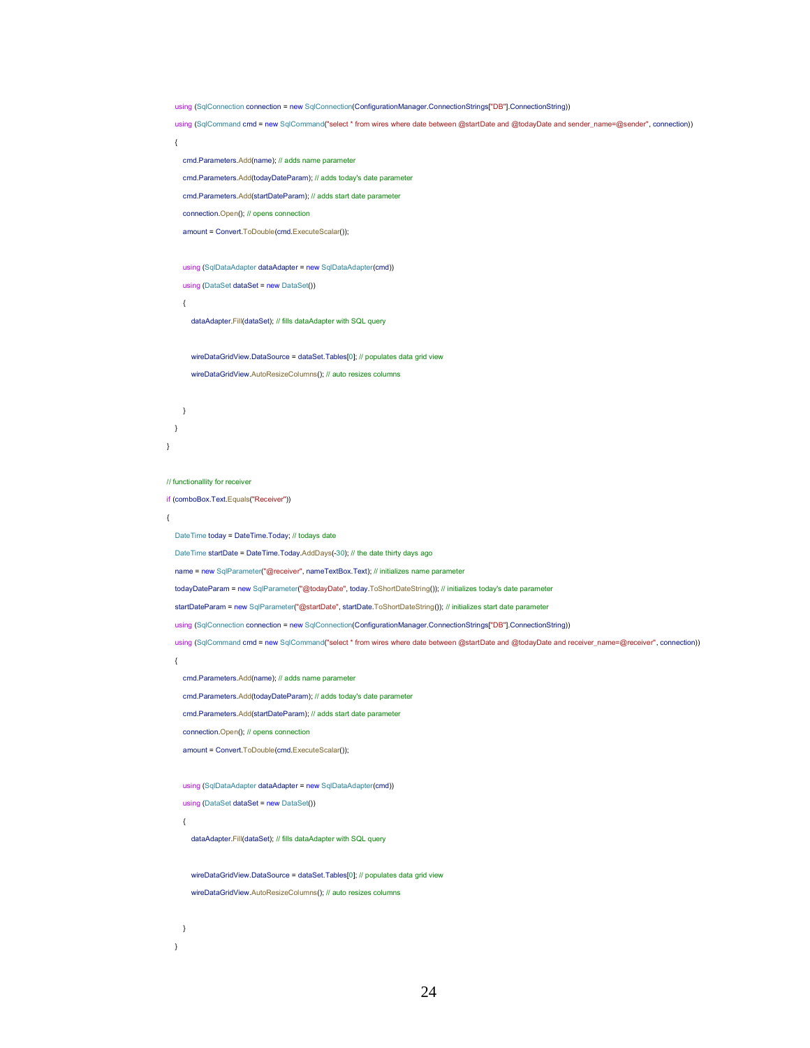```
    using (SqlConnection connection = new SqlConnection(ConfigurationManager.ConnectionStrings["DB"].ConnectionString))
    using (SqlCommand cmd = new SqlCommand("select * from wires where date between @startDate and @todayDate and sender_name=@sender", connection))
    {
        cmd.Parameters.Add(name); // adds name parameter
        cmd.Parameters.Add(todayDateParam); // adds today's date parameter
        cmd.Parameters.Add(startDateParam); // adds start date parameter
        connection.Open(); // opens connection
        amount = Convert.ToDouble(cmd.ExecuteScalar());

        using (SqlDataAdapter dataAdapter = new SqlDataAdapter(cmd))
        using (DataSet dataSet = new DataSet())
        {
            dataAdapter.Fill(dataSet); // fills dataAdapter with SQL query

            wireDataGridView.DataSource = dataSet.Tables[0]; // populates data grid view
            wireDataGridView.AutoResizeColumns(); // auto resizes columns

        }
    }
}

// functionallity for receiver
if (comboBox.Text.Equals("Receiver"))
{
    DateTime today = DateTime.Today; // todays date
    DateTime startDate = DateTime.Today.AddDays(-30); // the date thirty days ago
    name = new SqlParameter("@receiver", nameTextBox.Text); // initializes name parameter
    todayDateParam = new SqlParameter("@todayDate", today.ToShortDateString()); // initializes today's date parameter
    startDateParam = new SqlParameter("@startDate", startDate.ToShortDateString()); // initializes start date parameter
    using (SqlConnection connection = new SqlConnection(ConfigurationManager.ConnectionStrings["DB"].ConnectionString))
    using (SqlCommand cmd = new SqlCommand("select * from wires where date between @startDate and @todayDate and receiver_name=@receiver", connection))
    {
        cmd.Parameters.Add(name); // adds name parameter
        cmd.Parameters.Add(todayDateParam); // adds today's date parameter
        cmd.Parameters.Add(startDateParam); // adds start date parameter
        connection.Open(); // opens connection
        amount = Convert.ToDouble(cmd.ExecuteScalar());

        using (SqlDataAdapter dataAdapter = new SqlDataAdapter(cmd))
        using (DataSet dataSet = new DataSet())
        {
            dataAdapter.Fill(dataSet); // fills dataAdapter with SQL query

            wireDataGridView.DataSource = dataSet.Tables[0]; // populates data grid view
            wireDataGridView.AutoResizeColumns(); // auto resizes columns

        }
    }
```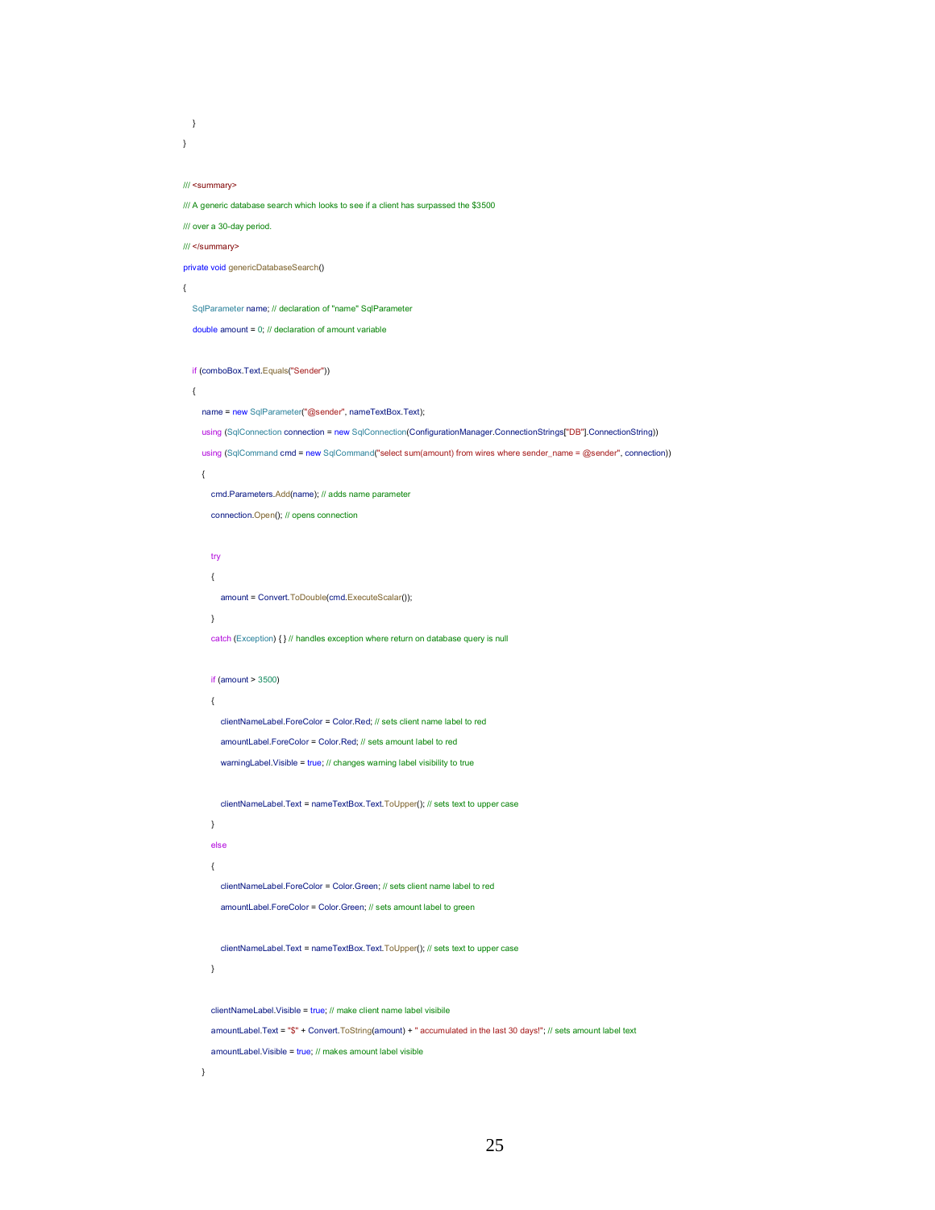```
    }
}

/// <summary>
/// A generic database search which looks to see if a client has surpassed the $3500
/// over a 30-day period.
/// </summary>
private void genericDatabaseSearch()
{
    SqlParameter name; // declaration of "name" SqlParameter
    double amount = 0; // declaration of amount variable

    if (comboBox.Text.Equals("Sender"))
    {
        name = new SqlParameter("@sender", nameTextBox.Text);
        using (SqlConnection connection = new SqlConnection(ConfigurationManager.ConnectionStrings["DB"].ConnectionString))
        using (SqlCommand cmd = new SqlCommand("select sum(amount) from wires where sender_name = @sender", connection))
        {
            cmd.Parameters.Add(name); // adds name parameter
            connection.Open(); // opens connection

            try
            {
                amount = Convert.ToDouble(cmd.ExecuteScalar());
            }
            catch (Exception) { } // handles exception where return on database query is null

            if (amount > 3500)
            {
                clientNameLabel.ForeColor = Color.Red; // sets client name label to red
                amountLabel.ForeColor = Color.Red; // sets amount label to red
                warningLabel.Visible = true; // changes warning label visibility to true

                clientNameLabel.Text = nameTextBox.Text.ToUpper(); // sets text to upper case
            }
            else
            {
                clientNameLabel.ForeColor = Color.Green; // sets client name label to red
                amountLabel.ForeColor = Color.Green; // sets amount label to green

                clientNameLabel.Text = nameTextBox.Text.ToUpper(); // sets text to upper case
            }

            clientNameLabel.Visible = true; // make client name label visibile
            amountLabel.Text = "$" + Convert.ToString(amount) + " accumulated in the last 30 days!"; // sets amount label text
            amountLabel.Visible = true; // makes amount label visible
        }
```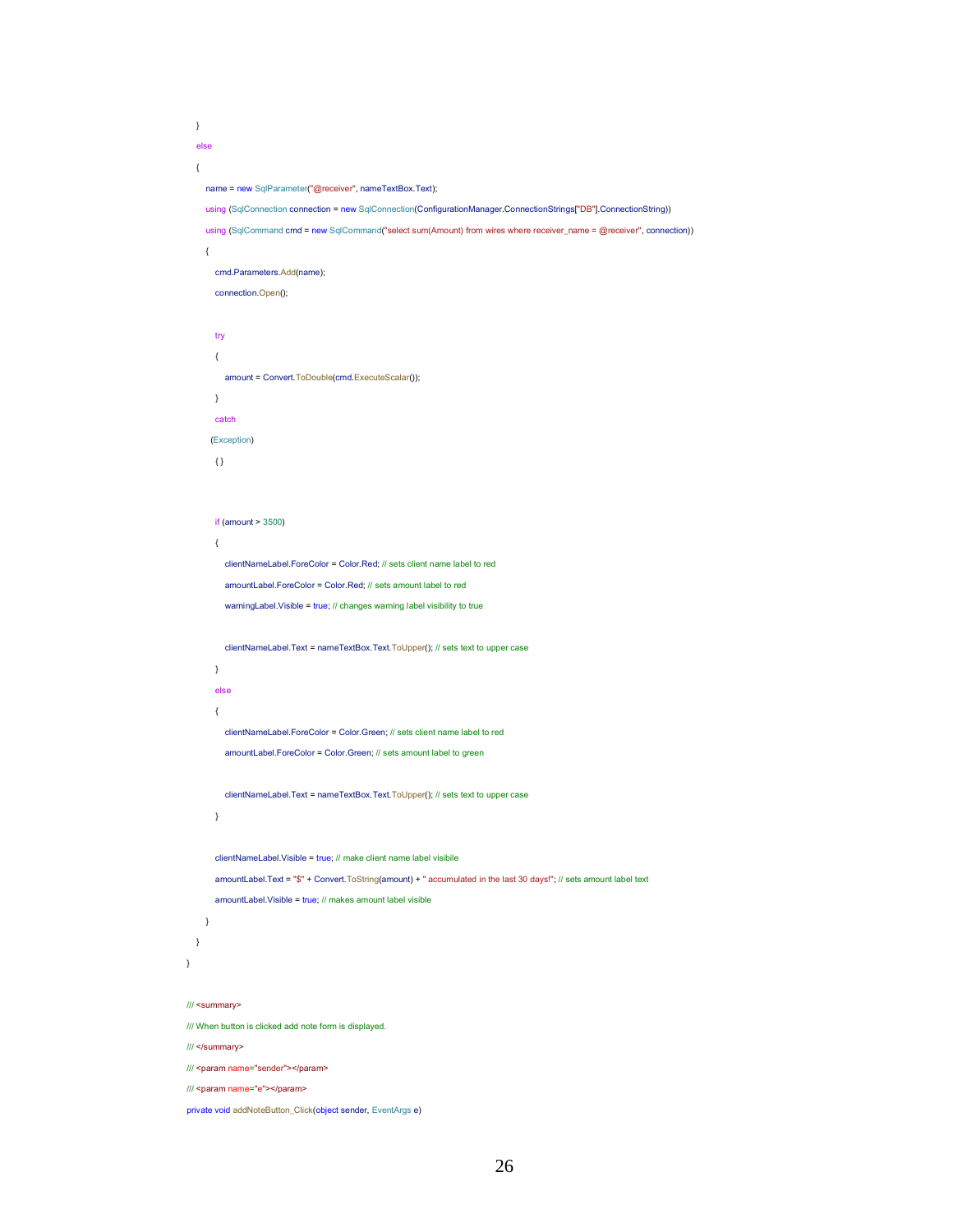```
    }
    else
    {
        name = new SqlParameter("@receiver", nameTextBox.Text);
        using (SqlConnection connection = new SqlConnection(ConfigurationManager.ConnectionStrings["DB"].ConnectionString))
        using (SqlCommand cmd = new SqlCommand("select sum(Amount) from wires where receiver_name = @receiver", connection))
        {
            cmd.Parameters.Add(name);
            connection.Open();

            try
            {
                amount = Convert.ToDouble(cmd.ExecuteScalar());
            }
            catch
          (Exception)
            { }


            if (amount > 3500)
            {
                clientNameLabel.ForeColor = Color.Red; // sets client name label to red
                amountLabel.ForeColor = Color.Red; // sets amount label to red
                warningLabel.Visible = true; // changes warning label visibility to true

                clientNameLabel.Text = nameTextBox.Text.ToUpper(); // sets text to upper case
            }
            else
            {
                clientNameLabel.ForeColor = Color.Green; // sets client name label to red
                amountLabel.ForeColor = Color.Green; // sets amount label to green

                clientNameLabel.Text = nameTextBox.Text.ToUpper(); // sets text to upper case
            }

            clientNameLabel.Visible = true; // make client name label visibile
            amountLabel.Text = "$" + Convert.ToString(amount) + " accumulated in the last 30 days!"; // sets amount label text
            amountLabel.Visible = true; // makes amount label visible
        }
    }
}

/// <summary>
/// When button is clicked add note form is displayed.
/// </summary>
/// <param name="sender"></param>
/// <param name="e"></param>
private void addNoteButton_Click(object sender, EventArgs e)
```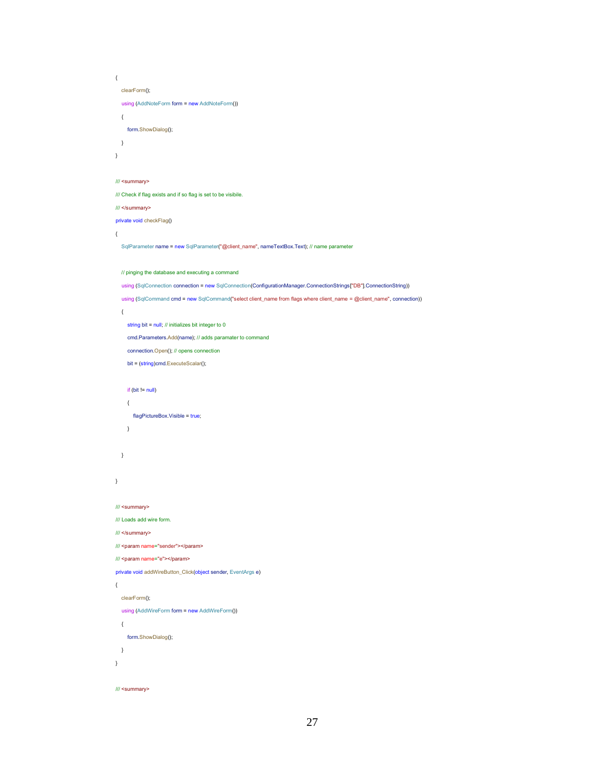```
{
    clearForm();
    using (AddNoteForm form = new AddNoteForm())
    {
        form.ShowDialog();
    }
}

/// <summary>
/// Check if flag exists and if so flag is set to be visibile.
/// </summary>
private void checkFlag()
{
    SqlParameter name = new SqlParameter("@client_name", nameTextBox.Text); // name parameter

    // pinging the database and executing a command
    using (SqlConnection connection = new SqlConnection(ConfigurationManager.ConnectionStrings["DB"].ConnectionString))
    using (SqlCommand cmd = new SqlCommand("select client_name from flags where client_name = @client_name", connection))
    {
        string bit = null; // initializes bit integer to 0
        cmd.Parameters.Add(name); // adds paramater to command
        connection.Open(); // opens connection
        bit = (string)cmd.ExecuteScalar();

        if (bit != null)
        {
            flagPictureBox.Visible = true;
        }

    }

}

/// <summary>
/// Loads add wire form.
/// </summary>
/// <param name="sender"></param>
/// <param name="e"></param>
private void addWireButton_Click(object sender, EventArgs e)
{
    clearForm();
    using (AddWireForm form = new AddWireForm())
    {
        form.ShowDialog();
    }
}

/// <summary>
```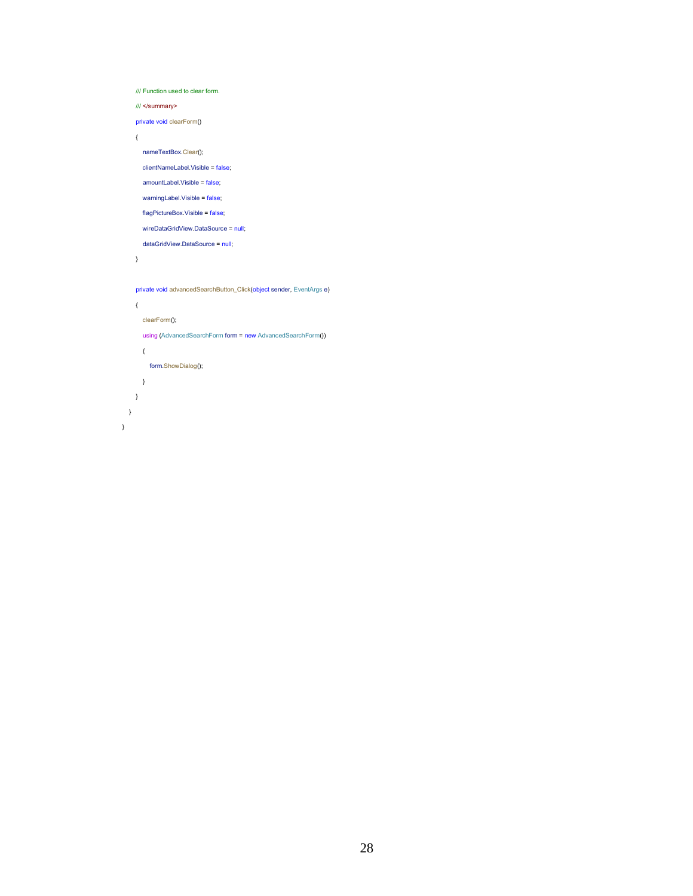```
        /// Function used to clear form.
        /// </summary>
        private void clearForm()
        {
            nameTextBox.Clear();
            clientNameLabel.Visible = false;
            amountLabel.Visible = false;
            warningLabel.Visible = false;
            flagPictureBox.Visible = false;
            wireDataGridView.DataSource = null;
            dataGridView.DataSource = null;
        }

        private void advancedSearchButton_Click(object sender, EventArgs e)
        {
            clearForm();
            using (AdvancedSearchForm form = new AdvancedSearchForm())
            {
                form.ShowDialog();
            }
        }
    }
}
```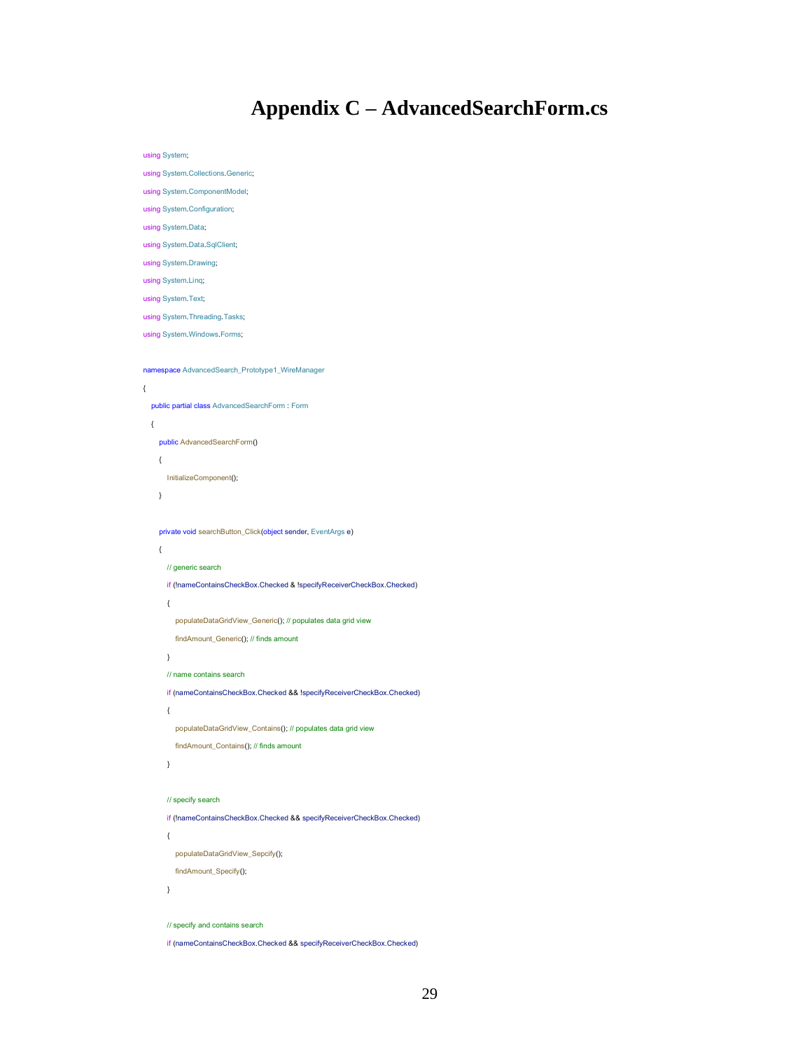# Appendix C – AdvancedSearchForm.cs

```
using System;
using System.Collections.Generic;
using System.ComponentModel;
using System.Configuration;
using System.Data;
using System.Data.SqlClient;
using System.Drawing;
using System.Linq;
using System.Text;
using System.Threading.Tasks;
using System.Windows.Forms;

namespace AdvancedSearch_Prototype1_WireManager
{
    public partial class AdvancedSearchForm : Form
    {
        public AdvancedSearchForm()
        {
            InitializeComponent();
        }

        private void searchButton_Click(object sender, EventArgs e)
        {
            // generic search
            if (!nameContainsCheckBox.Checked & !specifyReceiverCheckBox.Checked)
            {
                populateDataGridView_Generic(); // populates data grid view
                findAmount_Generic(); // finds amount
            }
            // name contains search
            if (nameContainsCheckBox.Checked && !specifyReceiverCheckBox.Checked)
            {
                populateDataGridView_Contains(); // populates data grid view
                findAmount_Contains(); // finds amount
            }

            // specify search
            if (!nameContainsCheckBox.Checked && specifyReceiverCheckBox.Checked)
            {
                populateDataGridView_Sepcify();
                findAmount_Specify();
            }

            // specify and contains search
            if (nameContainsCheckBox.Checked && specifyReceiverCheckBox.Checked)
```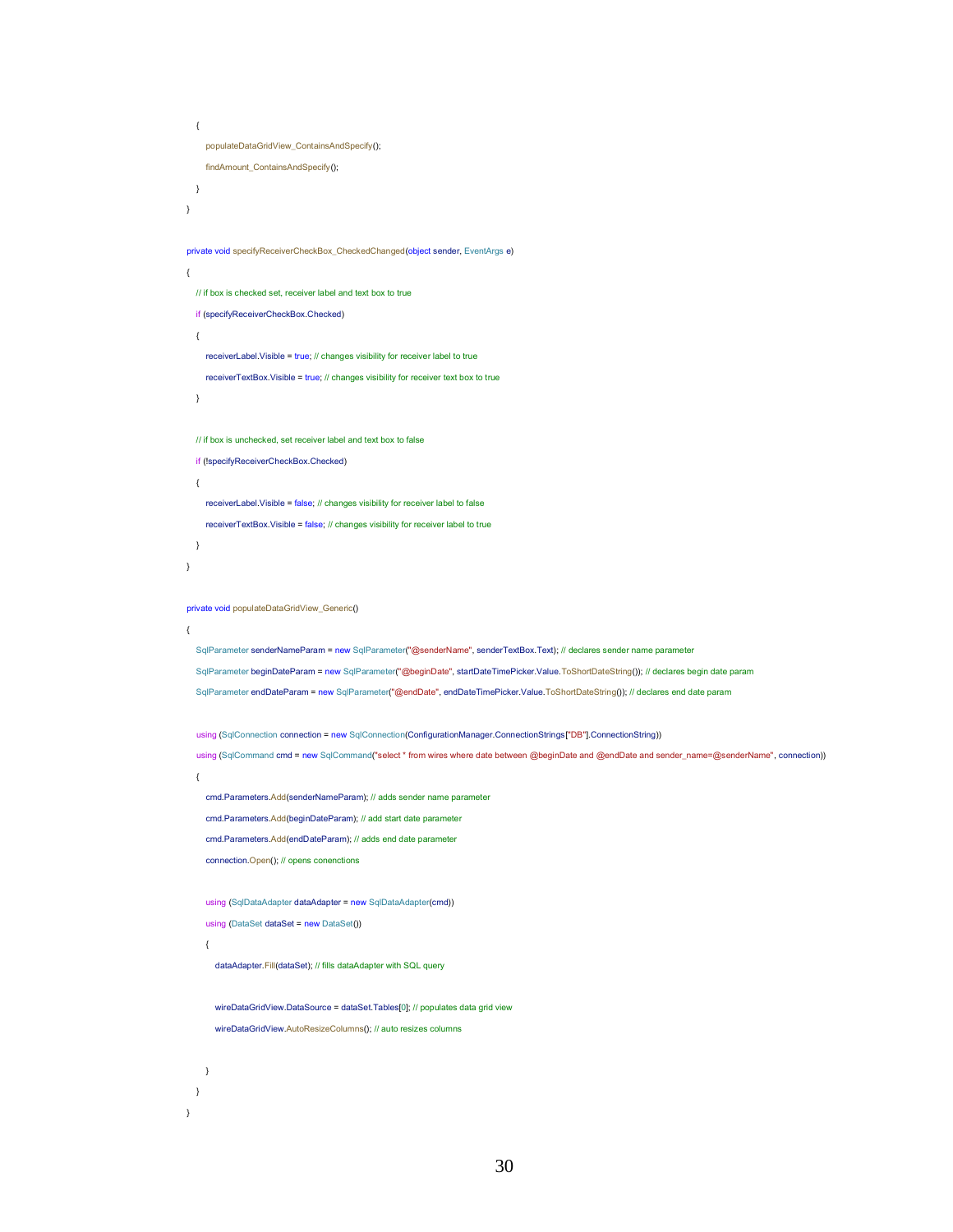```
    {
        populateDataGridView_ContainsAndSpecify();
        findAmount_ContainsAndSpecify();
    }
}

private void specifyReceiverCheckBox_CheckedChanged(object sender, EventArgs e)
{
    // if box is checked set, receiver label and text box to true
    if (specifyReceiverCheckBox.Checked)
    {
        receiverLabel.Visible = true; // changes visibility for receiver label to true
        receiverTextBox.Visible = true; // changes visibility for receiver text box to true
    }

    // if box is unchecked, set receiver label and text box to false
    if (!specifyReceiverCheckBox.Checked)
    {
        receiverLabel.Visible = false; // changes visibility for receiver label to false
        receiverTextBox.Visible = false; // changes visibility for receiver label to true
    }
}

private void populateDataGridView_Generic()
{
    SqlParameter senderNameParam = new SqlParameter("@senderName", senderTextBox.Text); // declares sender name parameter
    SqlParameter beginDateParam = new SqlParameter("@beginDate", startDateTimePicker.Value.ToShortDateString()); // declares begin date param
    SqlParameter endDateParam = new SqlParameter("@endDate", endDateTimePicker.Value.ToShortDateString()); // declares end date param

    using (SqlConnection connection = new SqlConnection(ConfigurationManager.ConnectionStrings["DB"].ConnectionString))
    using (SqlCommand cmd = new SqlCommand("select * from wires where date between @beginDate and @endDate and sender_name=@senderName", connection))
    {
        cmd.Parameters.Add(senderNameParam); // adds sender name parameter
        cmd.Parameters.Add(beginDateParam); // add start date parameter
        cmd.Parameters.Add(endDateParam); // adds end date parameter
        connection.Open(); // opens conenctions

        using (SqlDataAdapter dataAdapter = new SqlDataAdapter(cmd))
        using (DataSet dataSet = new DataSet())
        {
            dataAdapter.Fill(dataSet); // fills dataAdapter with SQL query

            wireDataGridView.DataSource = dataSet.Tables[0]; // populates data grid view
            wireDataGridView.AutoResizeColumns(); // auto resizes columns

        }
    }
}
```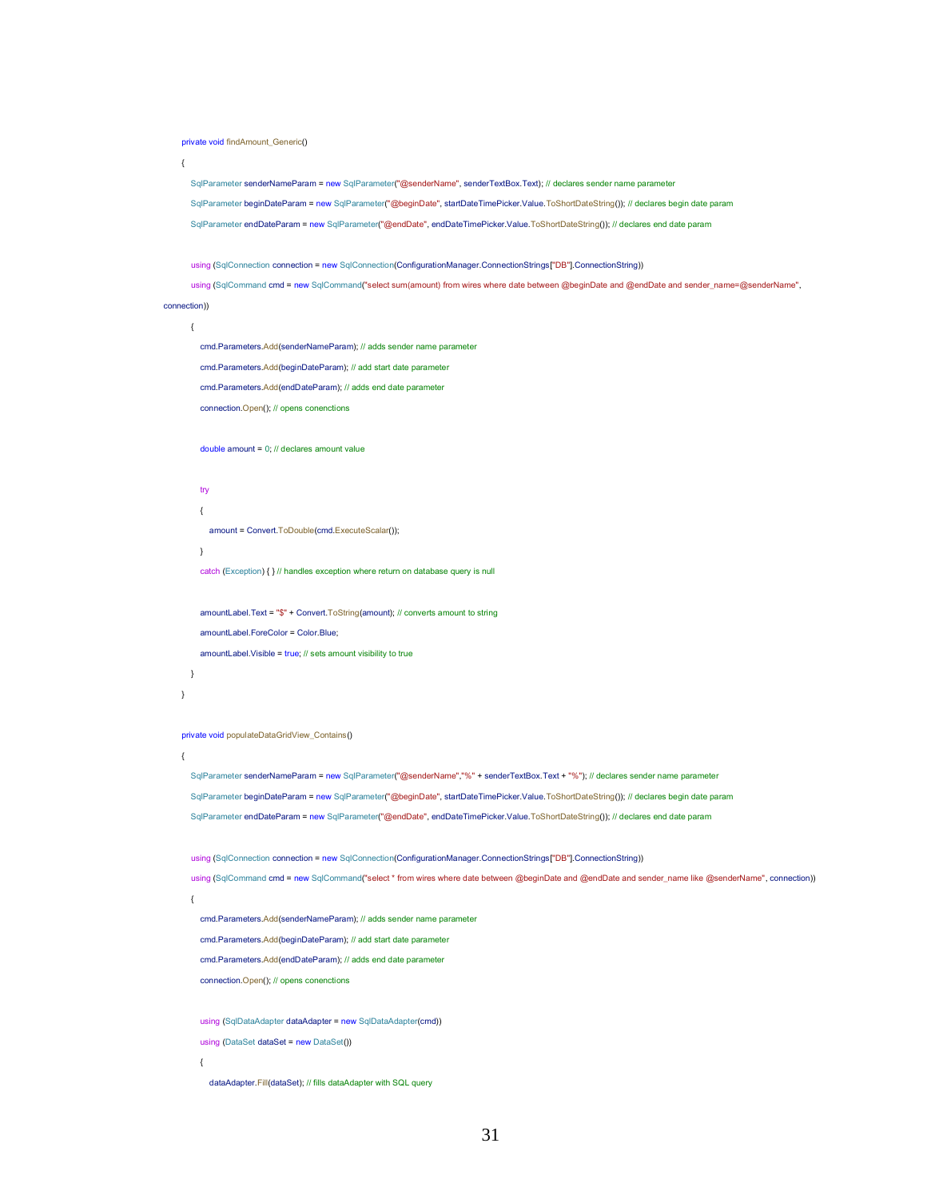```csharp
        private void findAmount_Generic()
        {
            SqlParameter senderNameParam = new SqlParameter("@senderName", senderTextBox.Text); // declares sender name parameter
            SqlParameter beginDateParam = new SqlParameter("@beginDate", startDateTimePicker.Value.ToShortDateString()); // declares begin date param
            SqlParameter endDateParam = new SqlParameter("@endDate", endDateTimePicker.Value.ToShortDateString()); // declares end date param

            using (SqlConnection connection = new SqlConnection(ConfigurationManager.ConnectionStrings["DB"].ConnectionString))
            using (SqlCommand cmd = new SqlCommand("select sum(amount) from wires where date between @beginDate and @endDate and sender_name=@senderName",
connection))
            {
                cmd.Parameters.Add(senderNameParam); // adds sender name parameter
                cmd.Parameters.Add(beginDateParam); // add start date parameter
                cmd.Parameters.Add(endDateParam); // adds end date parameter
                connection.Open(); // opens conenctions

                double amount = 0; // declares amount value

                try
                {
                    amount = Convert.ToDouble(cmd.ExecuteScalar());
                }
                catch (Exception) { } // handles exception where return on database query is null

                amountLabel.Text = "$" + Convert.ToString(amount); // converts amount to string
                amountLabel.ForeColor = Color.Blue;
                amountLabel.Visible = true; // sets amount visibility to true
            }
        }

        private void populateDataGridView_Contains()
        {
            SqlParameter senderNameParam = new SqlParameter("@senderName","%" + senderTextBox.Text + "%"); // declares sender name parameter
            SqlParameter beginDateParam = new SqlParameter("@beginDate", startDateTimePicker.Value.ToShortDateString()); // declares begin date param
            SqlParameter endDateParam = new SqlParameter("@endDate", endDateTimePicker.Value.ToShortDateString()); // declares end date param

            using (SqlConnection connection = new SqlConnection(ConfigurationManager.ConnectionStrings["DB"].ConnectionString))
            using (SqlCommand cmd = new SqlCommand("select * from wires where date between @beginDate and @endDate and sender_name like @senderName", connection))
            {
                cmd.Parameters.Add(senderNameParam); // adds sender name parameter
                cmd.Parameters.Add(beginDateParam); // add start date parameter
                cmd.Parameters.Add(endDateParam); // adds end date parameter
                connection.Open(); // opens conenctions

                using (SqlDataAdapter dataAdapter = new SqlDataAdapter(cmd))
                using (DataSet dataSet = new DataSet())
                {
                    dataAdapter.Fill(dataSet); // fills dataAdapter with SQL query
```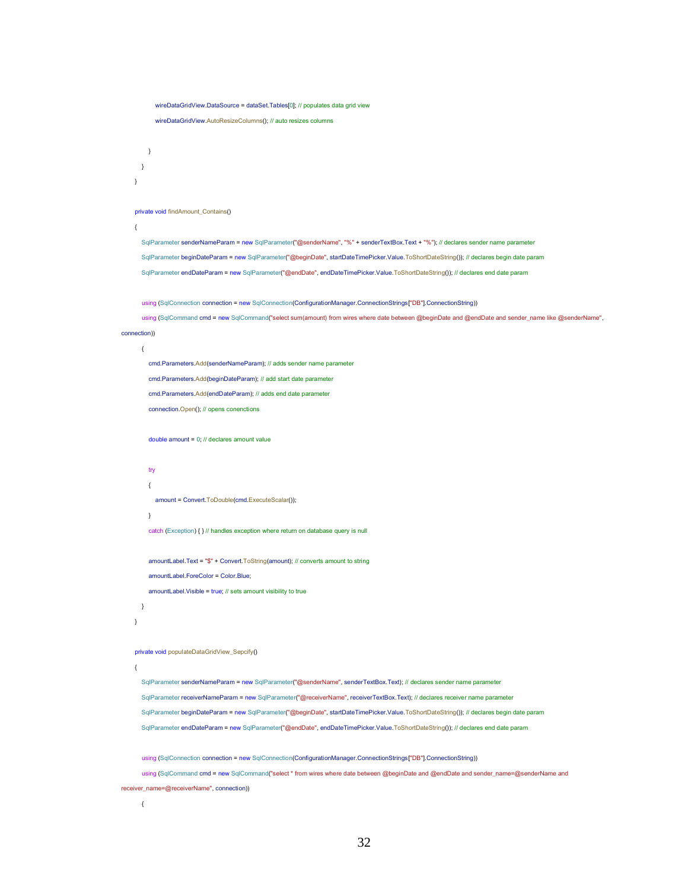```
                wireDataGridView.DataSource = dataSet.Tables[0]; // populates data grid view
                wireDataGridView.AutoResizeColumns(); // auto resizes columns

            }
        }
    }

    private void findAmount_Contains()
    {
        SqlParameter senderNameParam = new SqlParameter("@senderName", "%" + senderTextBox.Text + "%"); // declares sender name parameter
        SqlParameter beginDateParam = new SqlParameter("@beginDate", startDateTimePicker.Value.ToShortDateString()); // declares begin date param
        SqlParameter endDateParam = new SqlParameter("@endDate", endDateTimePicker.Value.ToShortDateString()); // declares end date param

        using (SqlConnection connection = new SqlConnection(ConfigurationManager.ConnectionStrings["DB"].ConnectionString))
        using (SqlCommand cmd = new SqlCommand("select sum(amount) from wires where date between @beginDate and @endDate and sender_name like @senderName",
connection))
        {
            cmd.Parameters.Add(senderNameParam); // adds sender name parameter
            cmd.Parameters.Add(beginDateParam); // add start date parameter
            cmd.Parameters.Add(endDateParam); // adds end date parameter
            connection.Open(); // opens conenctions

            double amount = 0; // declares amount value

            try
            {
                amount = Convert.ToDouble(cmd.ExecuteScalar());
            }
            catch (Exception) { } // handles exception where return on database query is null

            amountLabel.Text = "$" + Convert.ToString(amount); // converts amount to string
            amountLabel.ForeColor = Color.Blue;
            amountLabel.Visible = true; // sets amount visibility to true
        }
    }

    private void populateDataGridView_Sepcify()
    {
        SqlParameter senderNameParam = new SqlParameter("@senderName", senderTextBox.Text); // declares sender name parameter
        SqlParameter receiverNameParam = new SqlParameter("@receiverName", receiverTextBox.Text); // declares receiver name parameter
        SqlParameter beginDateParam = new SqlParameter("@beginDate", startDateTimePicker.Value.ToShortDateString()); // declares begin date param
        SqlParameter endDateParam = new SqlParameter("@endDate", endDateTimePicker.Value.ToShortDateString()); // declares end date param

        using (SqlConnection connection = new SqlConnection(ConfigurationManager.ConnectionStrings["DB"].ConnectionString))
        using (SqlCommand cmd = new SqlCommand("select * from wires where date between @beginDate and @endDate and sender_name=@senderName and
receiver_name=@receiverName", connection))
        {
```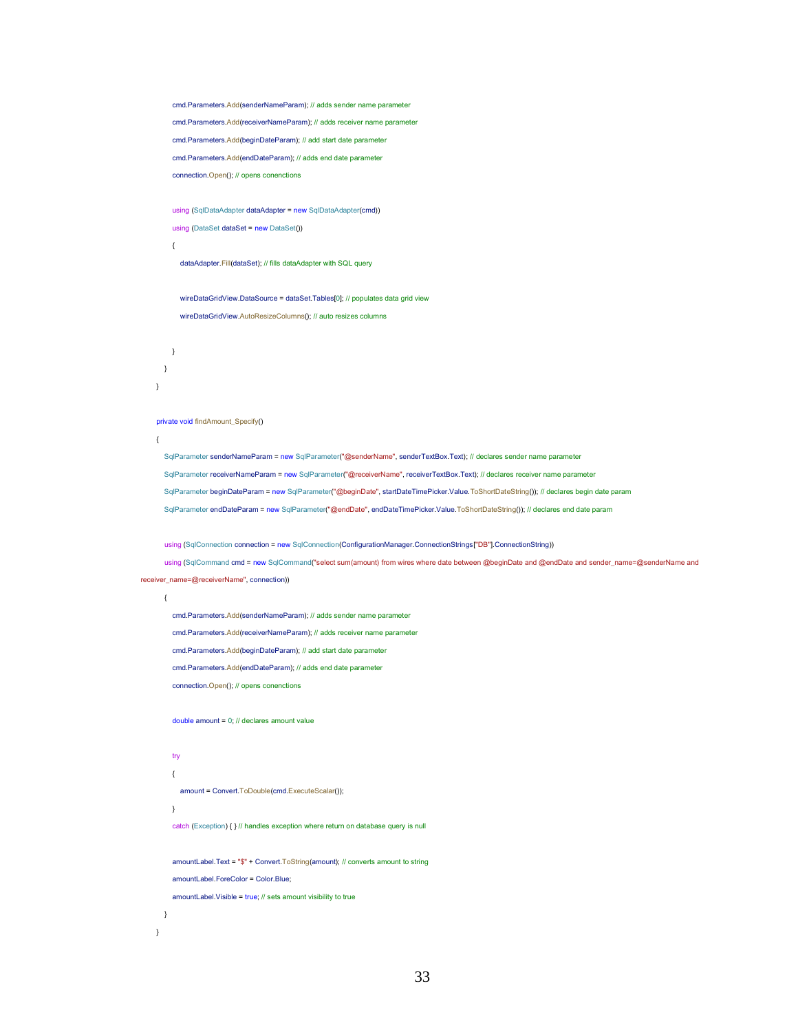```csharp
                cmd.Parameters.Add(senderNameParam); // adds sender name parameter
                cmd.Parameters.Add(receiverNameParam); // adds receiver name parameter
                cmd.Parameters.Add(beginDateParam); // add start date parameter
                cmd.Parameters.Add(endDateParam); // adds end date parameter
                connection.Open(); // opens conenctions

                using (SqlDataAdapter dataAdapter = new SqlDataAdapter(cmd))
                using (DataSet dataSet = new DataSet())
                {
                    dataAdapter.Fill(dataSet); // fills dataAdapter with SQL query

                    wireDataGridView.DataSource = dataSet.Tables[0]; // populates data grid view
                    wireDataGridView.AutoResizeColumns(); // auto resizes columns

                }
            }
        }

        private void findAmount_Specify()
        {
            SqlParameter senderNameParam = new SqlParameter("@senderName", senderTextBox.Text); // declares sender name parameter
            SqlParameter receiverNameParam = new SqlParameter("@receiverName", receiverTextBox.Text); // declares receiver name parameter
            SqlParameter beginDateParam = new SqlParameter("@beginDate", startDateTimePicker.Value.ToShortDateString()); // declares begin date param
            SqlParameter endDateParam = new SqlParameter("@endDate", endDateTimePicker.Value.ToShortDateString()); // declares end date param

            using (SqlConnection connection = new SqlConnection(ConfigurationManager.ConnectionStrings["DB"].ConnectionString))
            using (SqlCommand cmd = new SqlCommand("select sum(amount) from wires where date between @beginDate and @endDate and sender_name=@senderName and
receiver_name=@receiverName", connection))
            {
                cmd.Parameters.Add(senderNameParam); // adds sender name parameter
                cmd.Parameters.Add(receiverNameParam); // adds receiver name parameter
                cmd.Parameters.Add(beginDateParam); // add start date parameter
                cmd.Parameters.Add(endDateParam); // adds end date parameter
                connection.Open(); // opens conenctions

                double amount = 0; // declares amount value

                try
                {
                    amount = Convert.ToDouble(cmd.ExecuteScalar());
                }
                catch (Exception) { } // handles exception where return on database query is null

                amountLabel.Text = "$" + Convert.ToString(amount); // converts amount to string
                amountLabel.ForeColor = Color.Blue;
                amountLabel.Visible = true; // sets amount visibility to true
            }
        }
```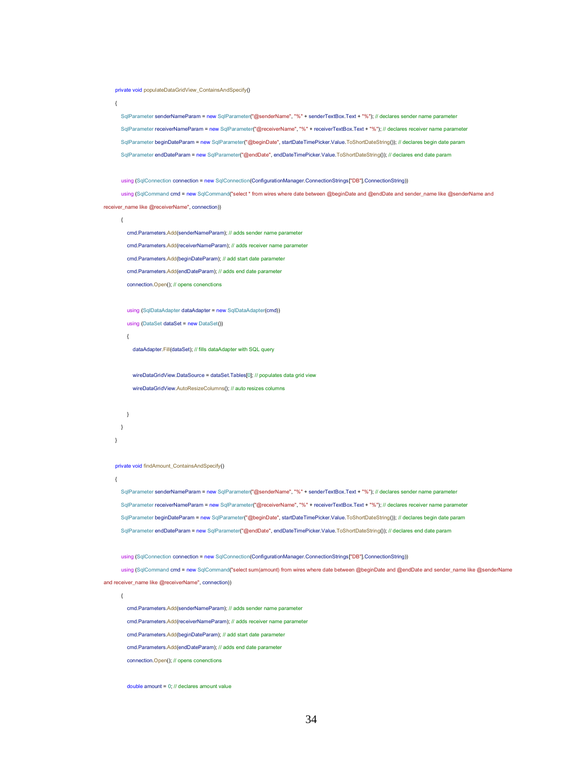```
        private void populateDataGridView_ContainsAndSpecify()
        {
            SqlParameter senderNameParam = new SqlParameter("@senderName", "%" + senderTextBox.Text + "%"); // declares sender name parameter
            SqlParameter receiverNameParam = new SqlParameter("@receiverName", "%" + receiverTextBox.Text + "%"); // declares receiver name parameter
            SqlParameter beginDateParam = new SqlParameter("@beginDate", startDateTimePicker.Value.ToShortDateString()); // declares begin date param
            SqlParameter endDateParam = new SqlParameter("@endDate", endDateTimePicker.Value.ToShortDateString()); // declares end date param

            using (SqlConnection connection = new SqlConnection(ConfigurationManager.ConnectionStrings["DB"].ConnectionString))
            using (SqlCommand cmd = new SqlCommand("select * from wires where date between @beginDate and @endDate and sender_name like @senderName and
receiver_name like @receiverName", connection))
            {
                cmd.Parameters.Add(senderNameParam); // adds sender name parameter
                cmd.Parameters.Add(receiverNameParam); // adds receiver name parameter
                cmd.Parameters.Add(beginDateParam); // add start date parameter
                cmd.Parameters.Add(endDateParam); // adds end date parameter
                connection.Open(); // opens conenctions

                using (SqlDataAdapter dataAdapter = new SqlDataAdapter(cmd))
                using (DataSet dataSet = new DataSet())
                {
                    dataAdapter.Fill(dataSet); // fills dataAdapter with SQL query

                    wireDataGridView.DataSource = dataSet.Tables[0]; // populates data grid view
                    wireDataGridView.AutoResizeColumns(); // auto resizes columns

                }
            }
        }

        private void findAmount_ContainsAndSpecify()
        {
            SqlParameter senderNameParam = new SqlParameter("@senderName", "%" + senderTextBox.Text + "%"); // declares sender name parameter
            SqlParameter receiverNameParam = new SqlParameter("@receiverName", "%" + receiverTextBox.Text + "%"); // declares receiver name parameter
            SqlParameter beginDateParam = new SqlParameter("@beginDate", startDateTimePicker.Value.ToShortDateString()); // declares begin date param
            SqlParameter endDateParam = new SqlParameter("@endDate", endDateTimePicker.Value.ToShortDateString()); // declares end date param

            using (SqlConnection connection = new SqlConnection(ConfigurationManager.ConnectionStrings["DB"].ConnectionString))
            using (SqlCommand cmd = new SqlCommand("select sum(amount) from wires where date between @beginDate and @endDate and sender_name like @senderName
and receiver_name like @receiverName", connection))
            {
                cmd.Parameters.Add(senderNameParam); // adds sender name parameter
                cmd.Parameters.Add(receiverNameParam); // adds receiver name parameter
                cmd.Parameters.Add(beginDateParam); // add start date parameter
                cmd.Parameters.Add(endDateParam); // adds end date parameter
                connection.Open(); // opens conenctions

                double amount = 0; // declares amount value
```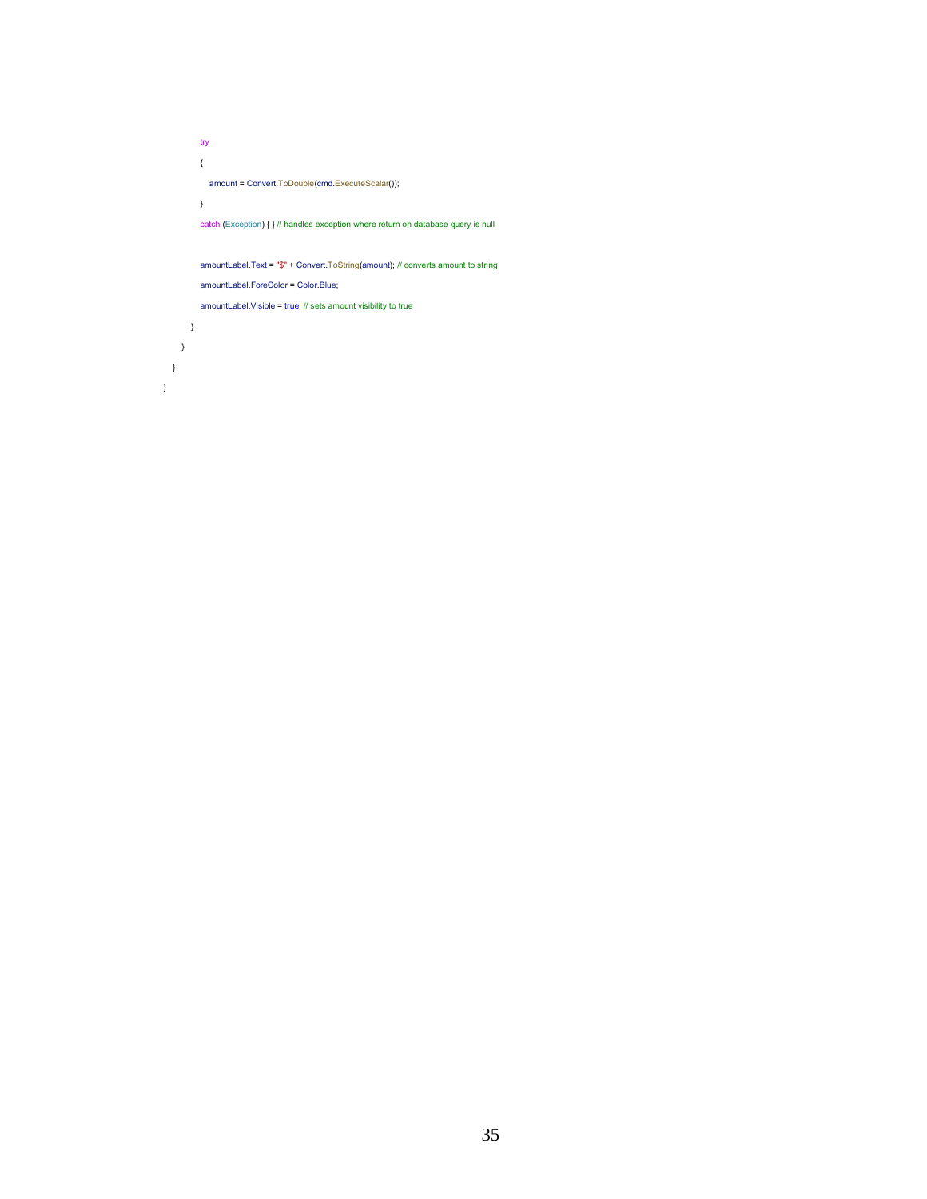```
            try
            {
                amount = Convert.ToDouble(cmd.ExecuteScalar());
            }
            catch (Exception) { } // handles exception where return on database query is null

            amountLabel.Text = "$" + Convert.ToString(amount); // converts amount to string
            amountLabel.ForeColor = Color.Blue;
            amountLabel.Visible = true; // sets amount visibility to true
        }
    }
  }
}
```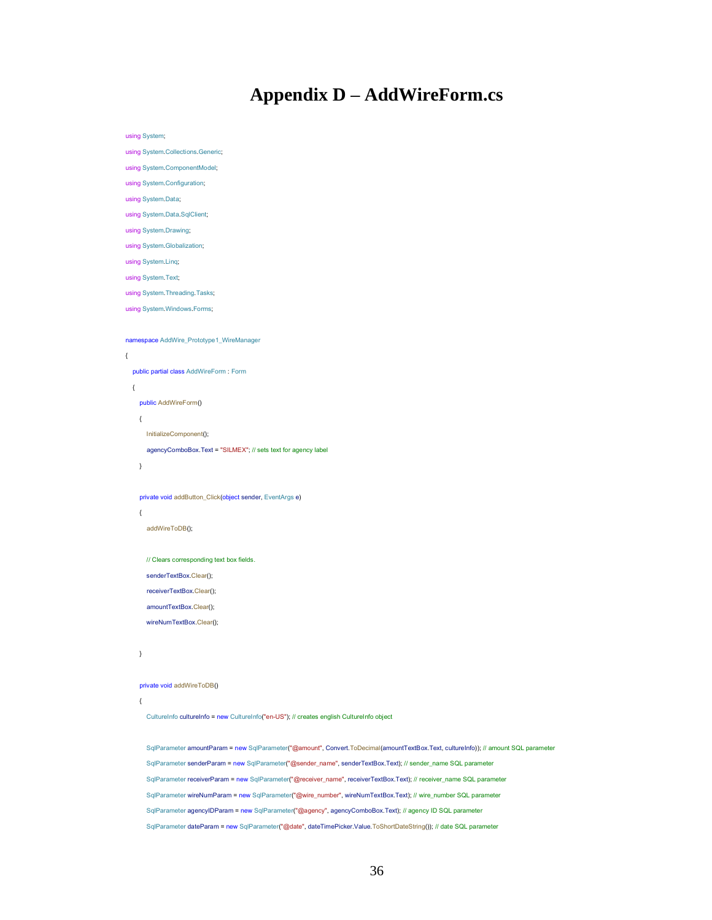# Appendix D – AddWireForm.cs

```
using System;
using System.Collections.Generic;
using System.ComponentModel;
using System.Configuration;
using System.Data;
using System.Data.SqlClient;
using System.Drawing;
using System.Globalization;
using System.Linq;
using System.Text;
using System.Threading.Tasks;
using System.Windows.Forms;

namespace AddWire_Prototype1_WireManager
{
    public partial class AddWireForm : Form
    {
        public AddWireForm()
        {
            InitializeComponent();
            agencyComboBox.Text = "SILMEX"; // sets text for agency label
        }

        private void addButton_Click(object sender, EventArgs e)
        {
            addWireToDB();

            // Clears corresponding text box fields.
            senderTextBox.Clear();
            receiverTextBox.Clear();
            amountTextBox.Clear();
            wireNumTextBox.Clear();

        }

        private void addWireToDB()
        {
            CultureInfo cultureInfo = new CultureInfo("en-US"); // creates english CultureInfo object

            SqlParameter amountParam = new SqlParameter("@amount", Convert.ToDecimal(amountTextBox.Text, cultureInfo)); // amount SQL parameter
            SqlParameter senderParam = new SqlParameter("@sender_name", senderTextBox.Text); // sender_name SQL parameter
            SqlParameter receiverParam = new SqlParameter("@receiver_name", receiverTextBox.Text); // receiver_name SQL parameter
            SqlParameter wireNumParam = new SqlParameter("@wire_number", wireNumTextBox.Text); // wire_number SQL parameter
            SqlParameter agencyIDParam = new SqlParameter("@agency", agencyComboBox.Text); // agency ID SQL parameter
            SqlParameter dateParam = new SqlParameter("@date", dateTimePicker.Value.ToShortDateString()); // date SQL parameter
```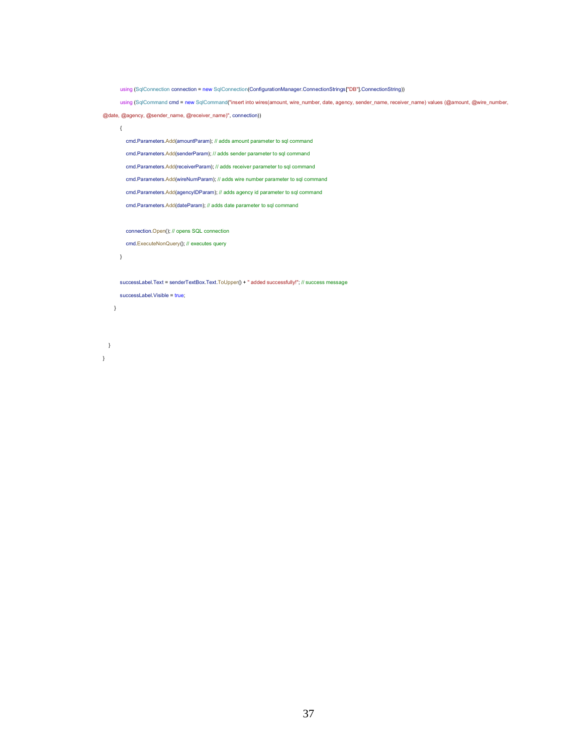```
            using (SqlConnection connection = new SqlConnection(ConfigurationManager.ConnectionStrings["DB"].ConnectionString))
            using (SqlCommand cmd = new SqlCommand("insert into wires(amount, wire_number, date, agency, sender_name, receiver_name) values (@amount, @wire_number,
@date, @agency, @sender_name, @receiver_name)", connection))
            {
                cmd.Parameters.Add(amountParam); // adds amount parameter to sql command
                cmd.Parameters.Add(senderParam); // adds sender parameter to sql command
                cmd.Parameters.Add(receiverParam); // adds receiver parameter to sql command
                cmd.Parameters.Add(wireNumParam); // adds wire number parameter to sql command
                cmd.Parameters.Add(agencyIDParam); // adds agency id parameter to sql command
                cmd.Parameters.Add(dateParam); // adds date parameter to sql command

                connection.Open(); // opens SQL connection
                cmd.ExecuteNonQuery(); // executes query
            }

            successLabel.Text = senderTextBox.Text.ToUpper() + " added successfully!"; // success message
            successLabel.Visible = true;
        }


    }
}
```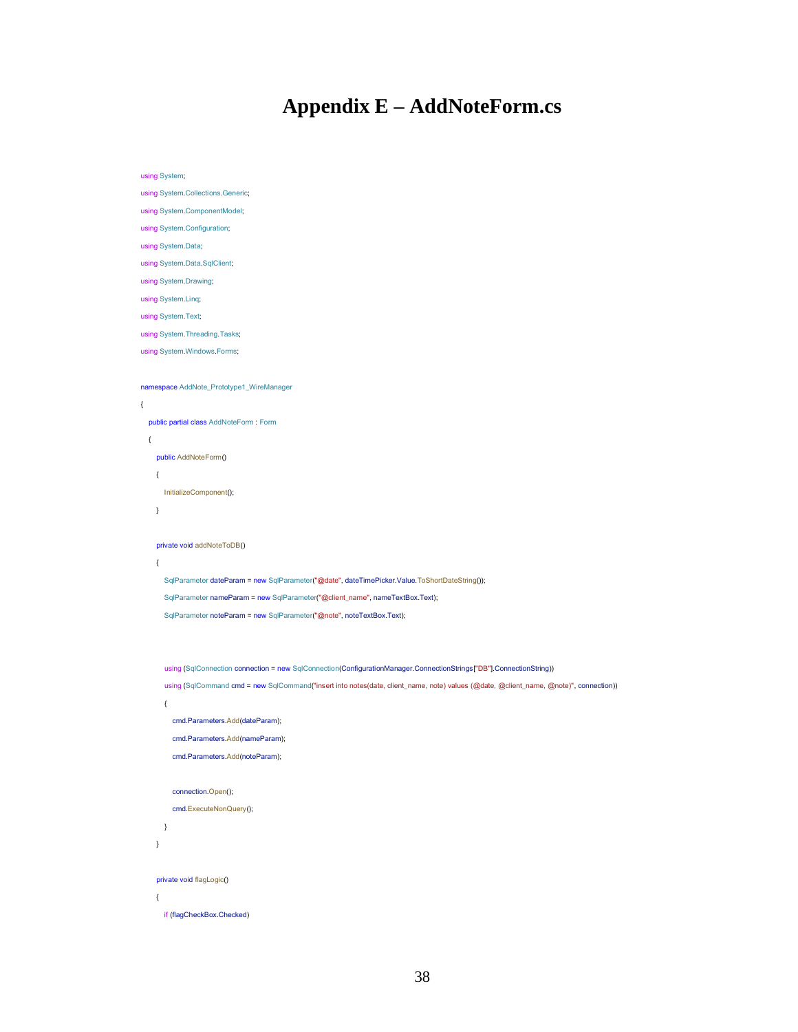# Appendix E – AddNoteForm.cs

```
using System;
using System.Collections.Generic;
using System.ComponentModel;
using System.Configuration;
using System.Data;
using System.Data.SqlClient;
using System.Drawing;
using System.Linq;
using System.Text;
using System.Threading.Tasks;
using System.Windows.Forms;

namespace AddNote_Prototype1_WireManager
{
    public partial class AddNoteForm : Form
    {
        public AddNoteForm()
        {
            InitializeComponent();
        }

        private void addNoteToDB()
        {
            SqlParameter dateParam = new SqlParameter("@date", dateTimePicker.Value.ToShortDateString());
            SqlParameter nameParam = new SqlParameter("@client_name", nameTextBox.Text);
            SqlParameter noteParam = new SqlParameter("@note", noteTextBox.Text);


            using (SqlConnection connection = new SqlConnection(ConfigurationManager.ConnectionStrings["DB"].ConnectionString))
            using (SqlCommand cmd = new SqlCommand("insert into notes(date, client_name, note) values (@date, @client_name, @note)", connection))
            {
                cmd.Parameters.Add(dateParam);
                cmd.Parameters.Add(nameParam);
                cmd.Parameters.Add(noteParam);

                connection.Open();
                cmd.ExecuteNonQuery();
            }
        }

        private void flagLogic()
        {
            if (flagCheckBox.Checked)
```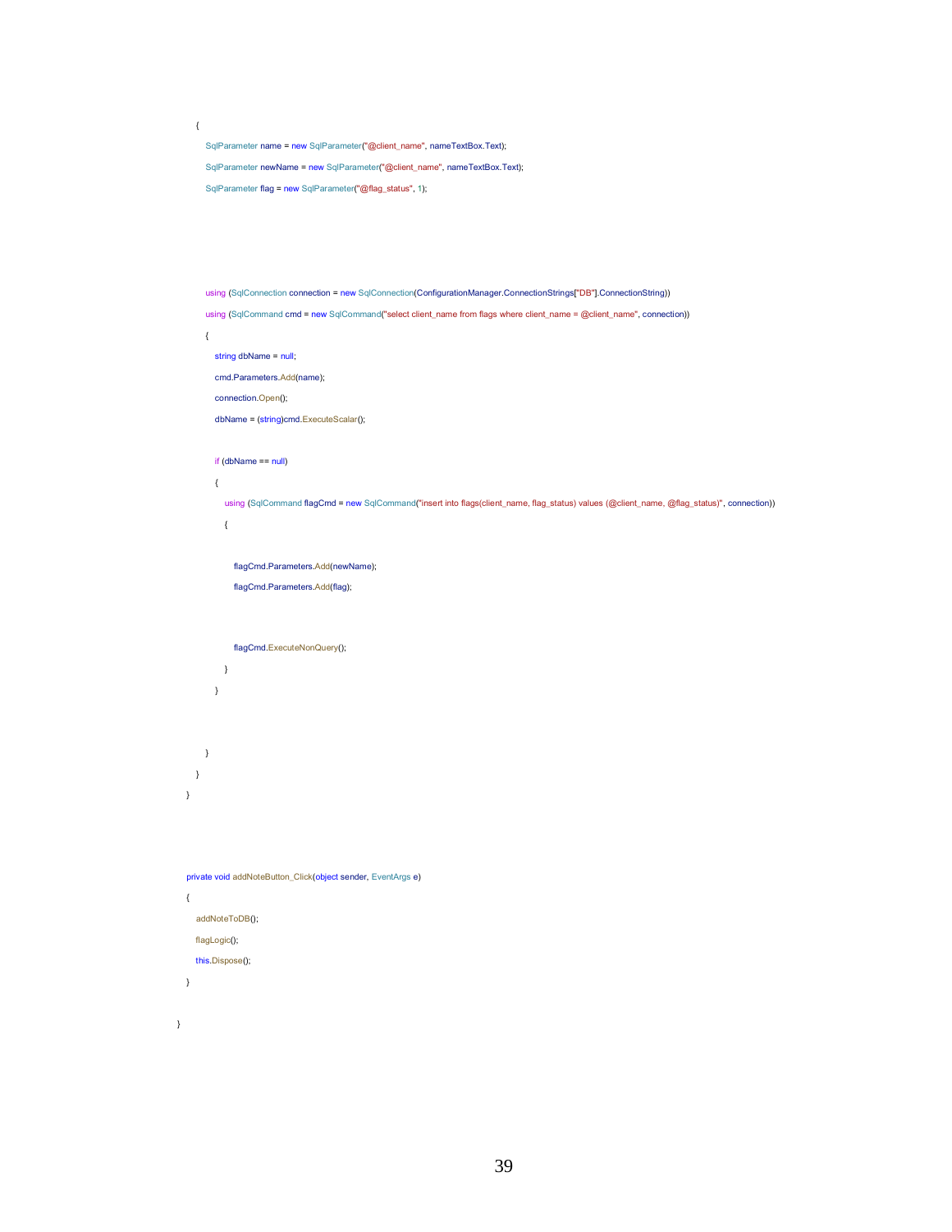```
        {
            SqlParameter name = new SqlParameter("@client_name", nameTextBox.Text);
            SqlParameter newName = new SqlParameter("@client_name", nameTextBox.Text);
            SqlParameter flag = new SqlParameter("@flag_status", 1);




            using (SqlConnection connection = new SqlConnection(ConfigurationManager.ConnectionStrings["DB"].ConnectionString))
            using (SqlCommand cmd = new SqlCommand("select client_name from flags where client_name = @client_name", connection))
            {
                string dbName = null;
                cmd.Parameters.Add(name);
                connection.Open();
                dbName = (string)cmd.ExecuteScalar();

                if (dbName == null)
                {
                    using (SqlCommand flagCmd = new SqlCommand("insert into flags(client_name, flag_status) values (@client_name, @flag_status)", connection))
                    {

                        flagCmd.Parameters.Add(newName);
                        flagCmd.Parameters.Add(flag);


                        flagCmd.ExecuteNonQuery();
                    }
                }


            }
        }
    }



    private void addNoteButton_Click(object sender, EventArgs e)
    {
        addNoteToDB();
        flagLogic();
        this.Dispose();
    }

}
```